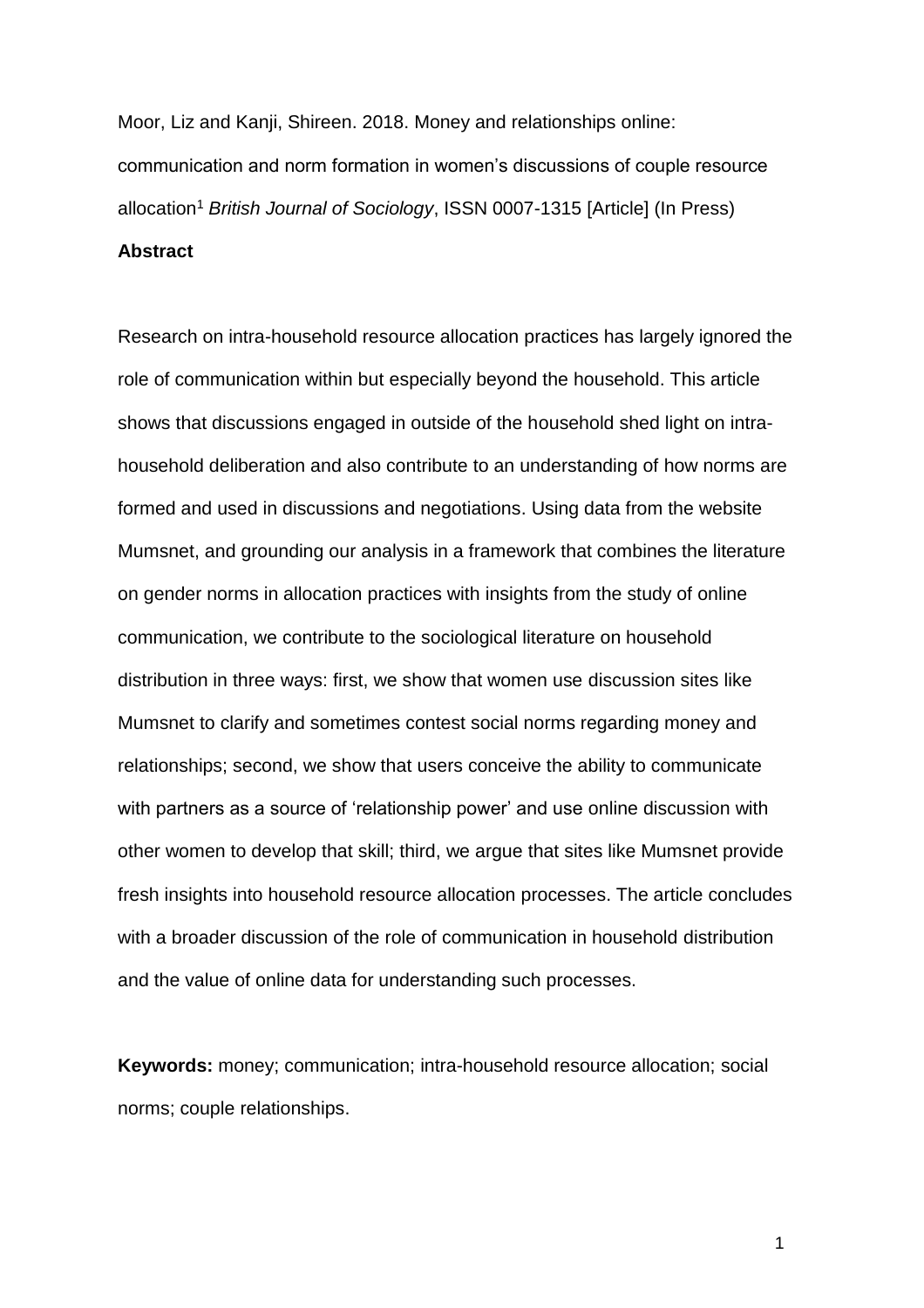Moor, Liz and Kanji, Shireen. 2018. Money and relationships online: communication and norm formation in women's discussions of couple resource allocation[1] *British Journal of Sociology*, ISSN 0007-1315 [Article] (In Press)

**Abstract**

Research on intra-household resource allocation practices has largely ignored the role of communication within but especially beyond the household. This article shows that discussions engaged in outside of the household shed light on intra-household deliberation and also contribute to an understanding of how norms are formed and used in discussions and negotiations. Using data from the website Mumsnet, and grounding our analysis in a framework that combines the literature on gender norms in allocation practices with insights from the study of online communication, we contribute to the sociological literature on household distribution in three ways: first, we show that women use discussion sites like Mumsnet to clarify and sometimes contest social norms regarding money and relationships; second, we show that users conceive the ability to communicate with partners as a source of 'relationship power' and use online discussion with other women to develop that skill; third, we argue that sites like Mumsnet provide fresh insights into household resource allocation processes. The article concludes with a broader discussion of the role of communication in household distribution and the value of online data for understanding such processes.

**Keywords:** money; communication; intra-household resource allocation; social norms; couple relationships.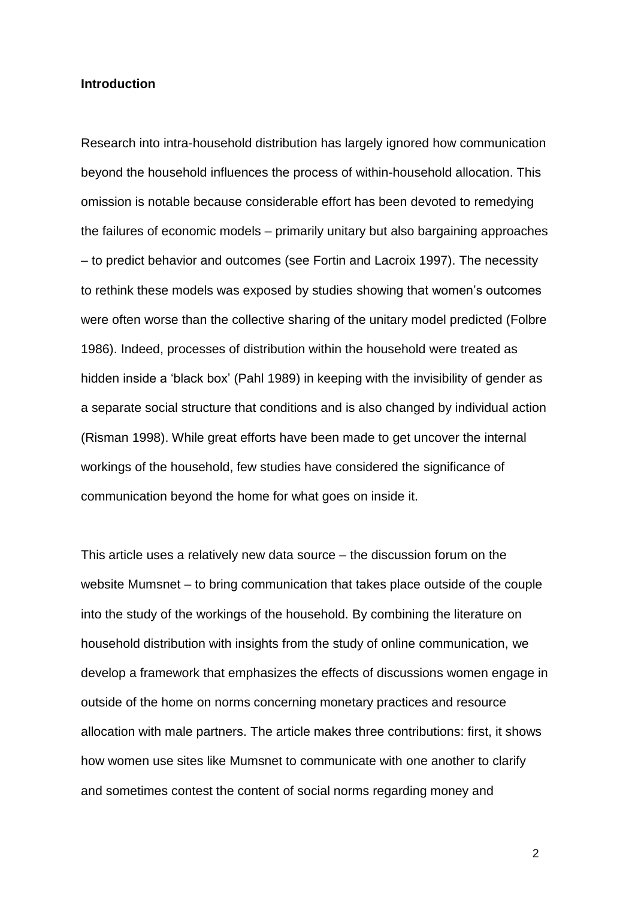## Introduction

Research into intra-household distribution has largely ignored how communication beyond the household influences the process of within-household allocation. This omission is notable because considerable effort has been devoted to remedying the failures of economic models – primarily unitary but also bargaining approaches – to predict behavior and outcomes (see Fortin and Lacroix 1997). The necessity to rethink these models was exposed by studies showing that women's outcomes were often worse than the collective sharing of the unitary model predicted (Folbre 1986). Indeed, processes of distribution within the household were treated as hidden inside a 'black box' (Pahl 1989) in keeping with the invisibility of gender as a separate social structure that conditions and is also changed by individual action (Risman 1998). While great efforts have been made to get uncover the internal workings of the household, few studies have considered the significance of communication beyond the home for what goes on inside it.

This article uses a relatively new data source – the discussion forum on the website Mumsnet – to bring communication that takes place outside of the couple into the study of the workings of the household. By combining the literature on household distribution with insights from the study of online communication, we develop a framework that emphasizes the effects of discussions women engage in outside of the home on norms concerning monetary practices and resource allocation with male partners. The article makes three contributions: first, it shows how women use sites like Mumsnet to communicate with one another to clarify and sometimes contest the content of social norms regarding money and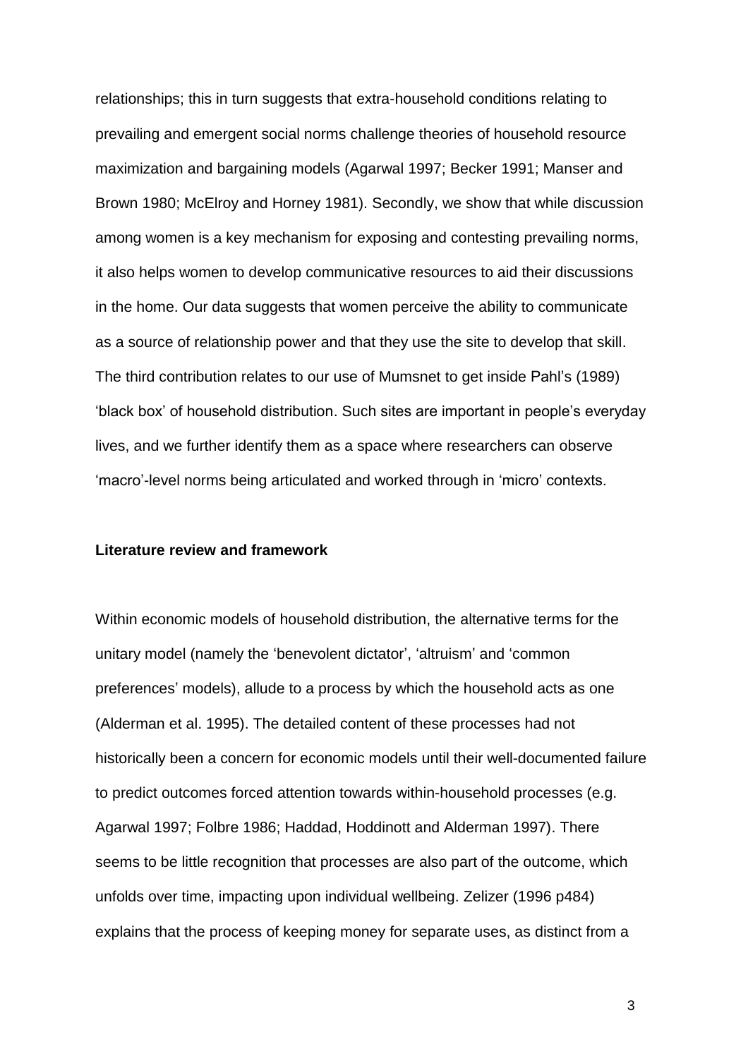relationships; this in turn suggests that extra-household conditions relating to prevailing and emergent social norms challenge theories of household resource maximization and bargaining models (Agarwal 1997; Becker 1991; Manser and Brown 1980; McElroy and Horney 1981). Secondly, we show that while discussion among women is a key mechanism for exposing and contesting prevailing norms, it also helps women to develop communicative resources to aid their discussions in the home. Our data suggests that women perceive the ability to communicate as a source of relationship power and that they use the site to develop that skill. The third contribution relates to our use of Mumsnet to get inside Pahl's (1989) 'black box' of household distribution. Such sites are important in people's everyday lives, and we further identify them as a space where researchers can observe 'macro'-level norms being articulated and worked through in 'micro' contexts.

## Literature review and framework

Within economic models of household distribution, the alternative terms for the unitary model (namely the 'benevolent dictator', 'altruism' and 'common preferences' models), allude to a process by which the household acts as one (Alderman et al. 1995). The detailed content of these processes had not historically been a concern for economic models until their well-documented failure to predict outcomes forced attention towards within-household processes (e.g. Agarwal 1997; Folbre 1986; Haddad, Hoddinott and Alderman 1997). There seems to be little recognition that processes are also part of the outcome, which unfolds over time, impacting upon individual wellbeing. Zelizer (1996 p484) explains that the process of keeping money for separate uses, as distinct from a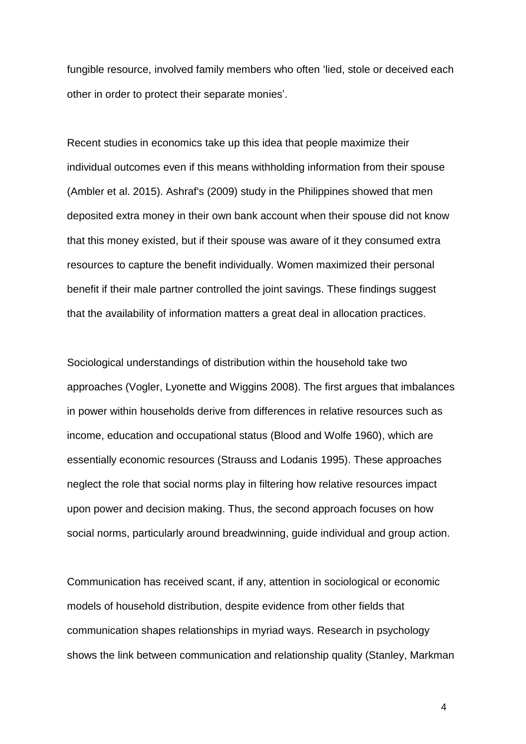fungible resource, involved family members who often 'lied, stole or deceived each other in order to protect their separate monies'.

Recent studies in economics take up this idea that people maximize their individual outcomes even if this means withholding information from their spouse (Ambler et al. 2015). Ashraf's (2009) study in the Philippines showed that men deposited extra money in their own bank account when their spouse did not know that this money existed, but if their spouse was aware of it they consumed extra resources to capture the benefit individually. Women maximized their personal benefit if their male partner controlled the joint savings. These findings suggest that the availability of information matters a great deal in allocation practices.

Sociological understandings of distribution within the household take two approaches (Vogler, Lyonette and Wiggins 2008). The first argues that imbalances in power within households derive from differences in relative resources such as income, education and occupational status (Blood and Wolfe 1960), which are essentially economic resources (Strauss and Lodanis 1995). These approaches neglect the role that social norms play in filtering how relative resources impact upon power and decision making. Thus, the second approach focuses on how social norms, particularly around breadwinning, guide individual and group action.

Communication has received scant, if any, attention in sociological or economic models of household distribution, despite evidence from other fields that communication shapes relationships in myriad ways. Research in psychology shows the link between communication and relationship quality (Stanley, Markman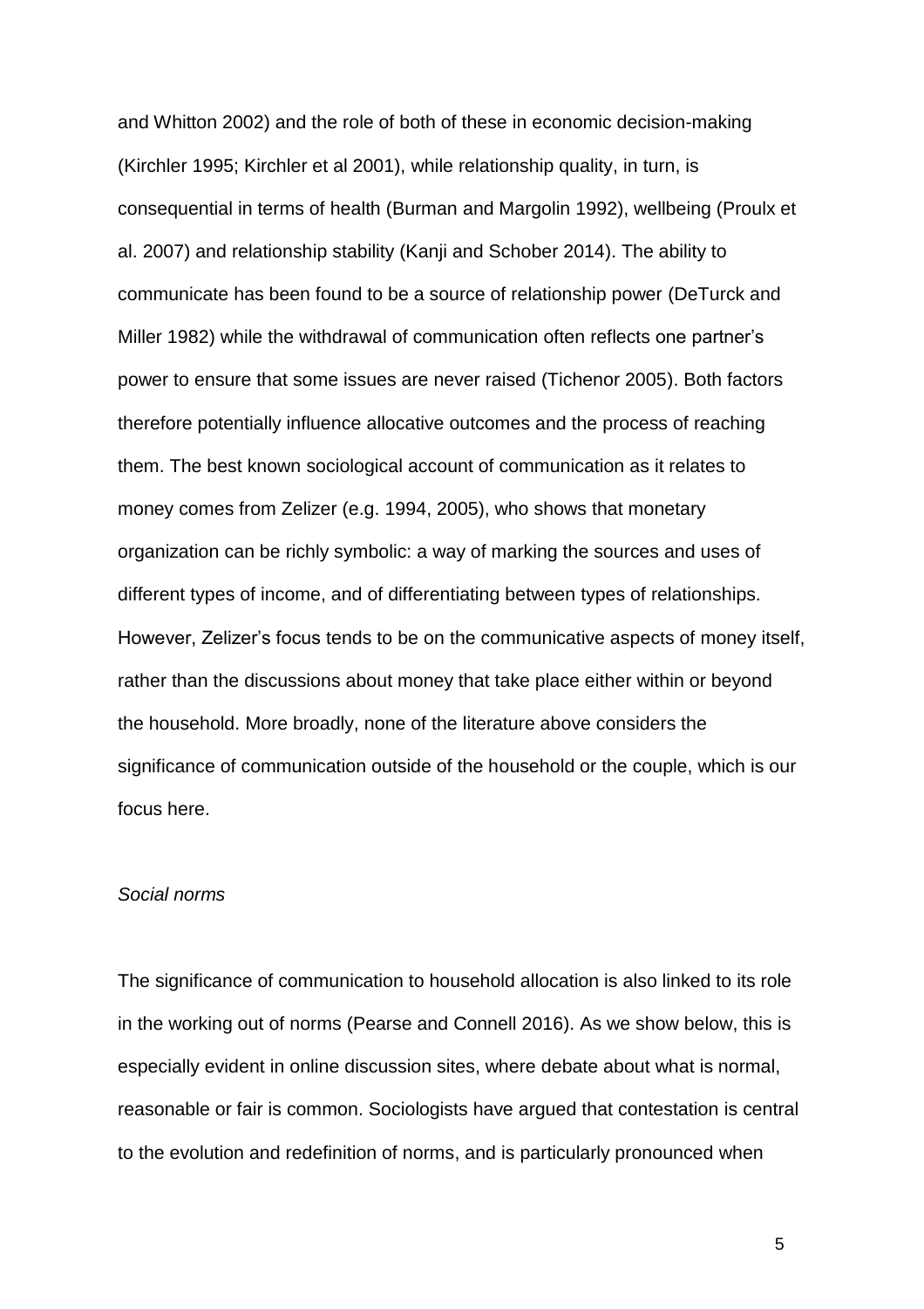and Whitton 2002) and the role of both of these in economic decision-making (Kirchler 1995; Kirchler et al 2001), while relationship quality, in turn, is consequential in terms of health (Burman and Margolin 1992), wellbeing (Proulx et al. 2007) and relationship stability (Kanji and Schober 2014). The ability to communicate has been found to be a source of relationship power (DeTurck and Miller 1982) while the withdrawal of communication often reflects one partner's power to ensure that some issues are never raised (Tichenor 2005). Both factors therefore potentially influence allocative outcomes and the process of reaching them. The best known sociological account of communication as it relates to money comes from Zelizer (e.g. 1994, 2005), who shows that monetary organization can be richly symbolic: a way of marking the sources and uses of different types of income, and of differentiating between types of relationships. However, Zelizer's focus tends to be on the communicative aspects of money itself, rather than the discussions about money that take place either within or beyond the household. More broadly, none of the literature above considers the significance of communication outside of the household or the couple, which is our focus here.

*Social norms*

The significance of communication to household allocation is also linked to its role in the working out of norms (Pearse and Connell 2016). As we show below, this is especially evident in online discussion sites, where debate about what is normal, reasonable or fair is common. Sociologists have argued that contestation is central to the evolution and redefinition of norms, and is particularly pronounced when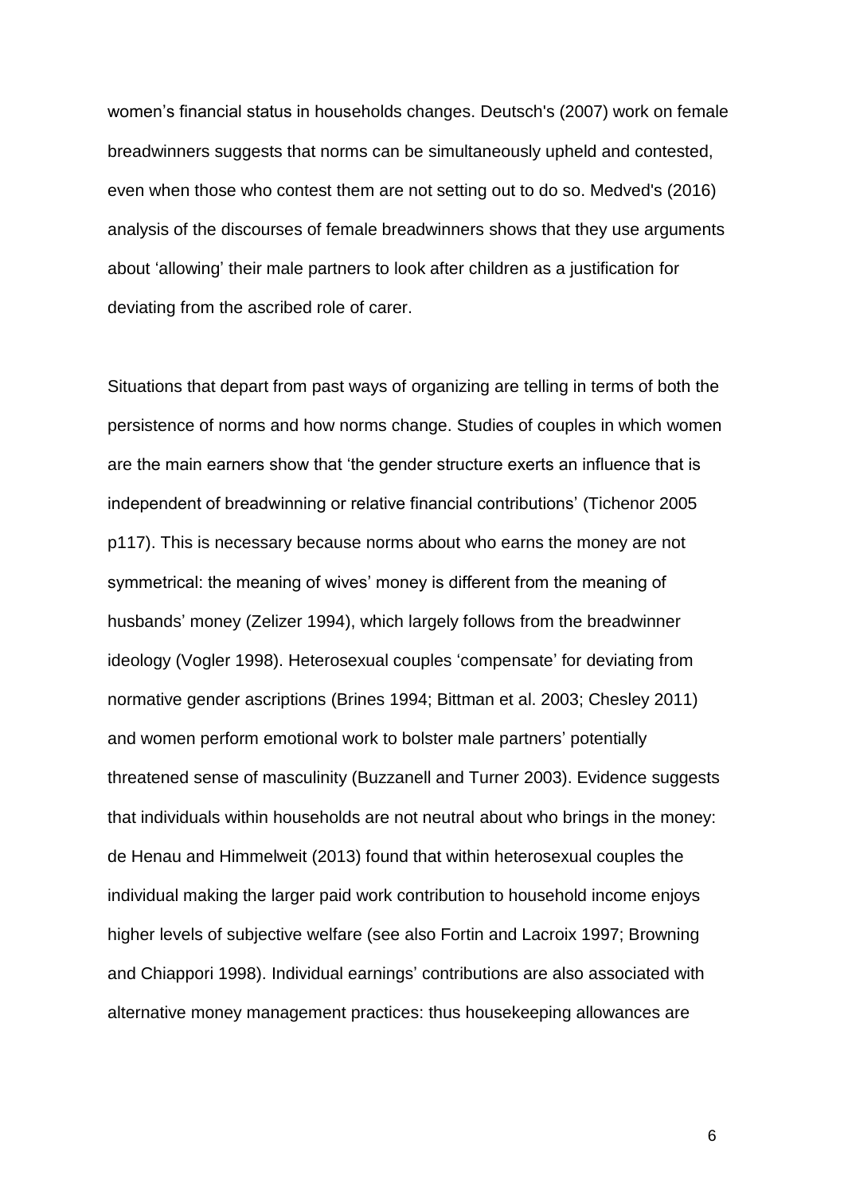women's financial status in households changes. Deutsch's (2007) work on female breadwinners suggests that norms can be simultaneously upheld and contested, even when those who contest them are not setting out to do so. Medved's (2016) analysis of the discourses of female breadwinners shows that they use arguments about 'allowing' their male partners to look after children as a justification for deviating from the ascribed role of carer.

Situations that depart from past ways of organizing are telling in terms of both the persistence of norms and how norms change. Studies of couples in which women are the main earners show that 'the gender structure exerts an influence that is independent of breadwinning or relative financial contributions' (Tichenor 2005 p117). This is necessary because norms about who earns the money are not symmetrical: the meaning of wives' money is different from the meaning of husbands' money (Zelizer 1994), which largely follows from the breadwinner ideology (Vogler 1998). Heterosexual couples 'compensate' for deviating from normative gender ascriptions (Brines 1994; Bittman et al. 2003; Chesley 2011) and women perform emotional work to bolster male partners' potentially threatened sense of masculinity (Buzzanell and Turner 2003). Evidence suggests that individuals within households are not neutral about who brings in the money: de Henau and Himmelweit (2013) found that within heterosexual couples the individual making the larger paid work contribution to household income enjoys higher levels of subjective welfare (see also Fortin and Lacroix 1997; Browning and Chiappori 1998). Individual earnings' contributions are also associated with alternative money management practices: thus housekeeping allowances are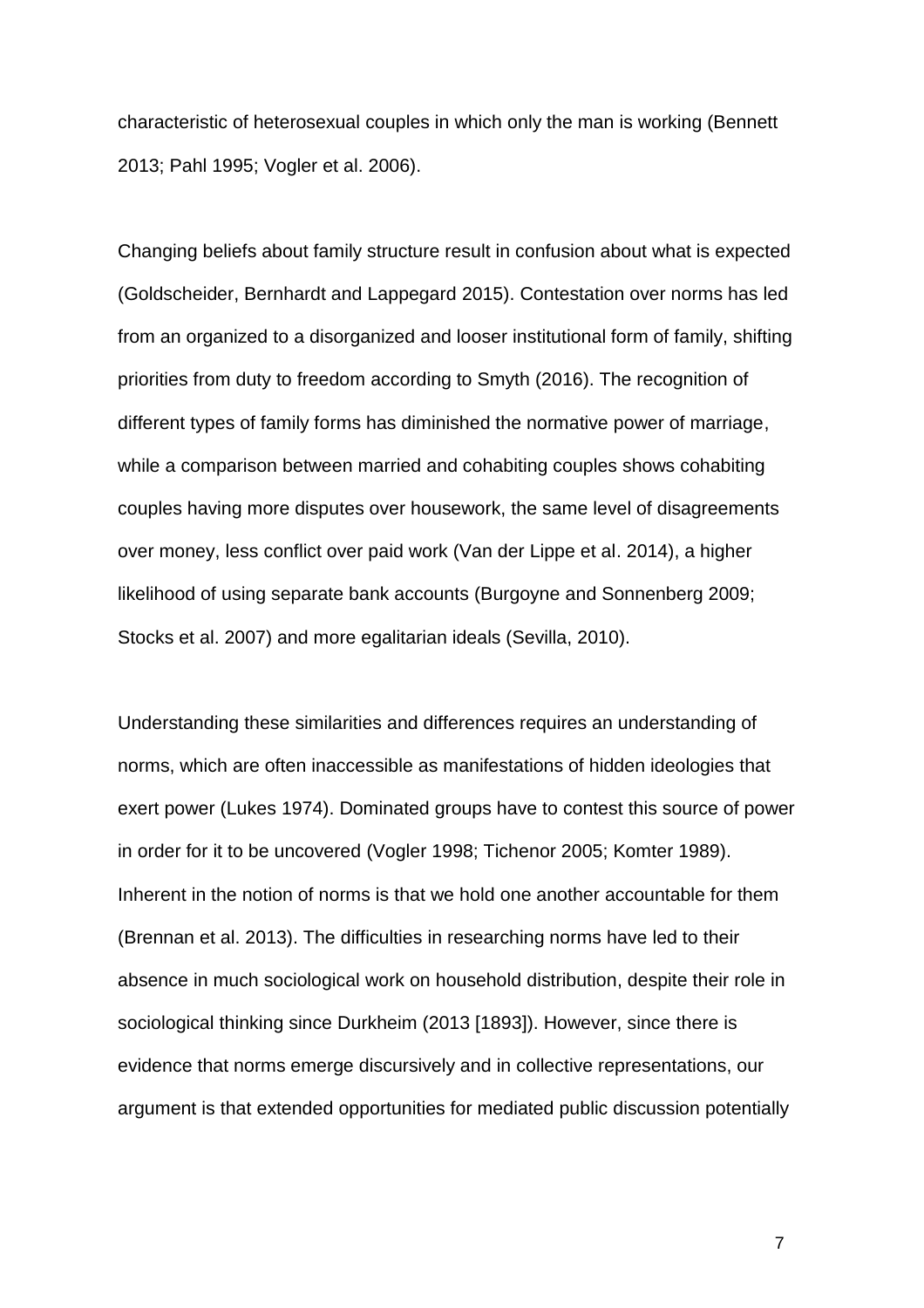characteristic of heterosexual couples in which only the man is working (Bennett 2013; Pahl 1995; Vogler et al. 2006).

Changing beliefs about family structure result in confusion about what is expected (Goldscheider, Bernhardt and Lappegard 2015). Contestation over norms has led from an organized to a disorganized and looser institutional form of family, shifting priorities from duty to freedom according to Smyth (2016). The recognition of different types of family forms has diminished the normative power of marriage, while a comparison between married and cohabiting couples shows cohabiting couples having more disputes over housework, the same level of disagreements over money, less conflict over paid work (Van der Lippe et al. 2014), a higher likelihood of using separate bank accounts (Burgoyne and Sonnenberg 2009; Stocks et al. 2007) and more egalitarian ideals (Sevilla, 2010).

Understanding these similarities and differences requires an understanding of norms, which are often inaccessible as manifestations of hidden ideologies that exert power (Lukes 1974). Dominated groups have to contest this source of power in order for it to be uncovered (Vogler 1998; Tichenor 2005; Komter 1989). Inherent in the notion of norms is that we hold one another accountable for them (Brennan et al. 2013). The difficulties in researching norms have led to their absence in much sociological work on household distribution, despite their role in sociological thinking since Durkheim (2013 [1893]). However, since there is evidence that norms emerge discursively and in collective representations, our argument is that extended opportunities for mediated public discussion potentially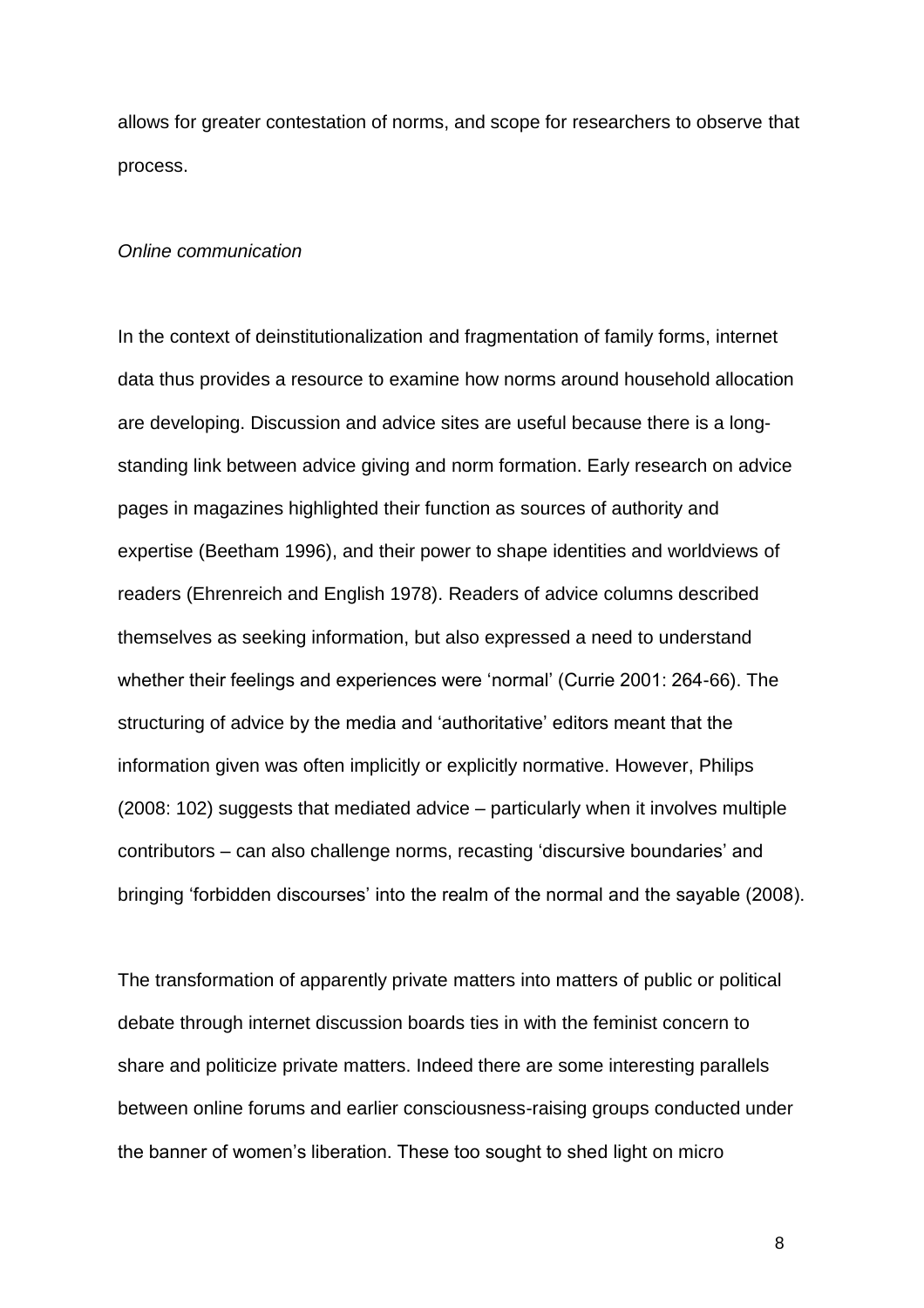allows for greater contestation of norms, and scope for researchers to observe that process.

*Online communication*

In the context of deinstitutionalization and fragmentation of family forms, internet data thus provides a resource to examine how norms around household allocation are developing. Discussion and advice sites are useful because there is a long-standing link between advice giving and norm formation. Early research on advice pages in magazines highlighted their function as sources of authority and expertise (Beetham 1996), and their power to shape identities and worldviews of readers (Ehrenreich and English 1978). Readers of advice columns described themselves as seeking information, but also expressed a need to understand whether their feelings and experiences were 'normal' (Currie 2001: 264-66). The structuring of advice by the media and 'authoritative' editors meant that the information given was often implicitly or explicitly normative. However, Philips (2008: 102) suggests that mediated advice – particularly when it involves multiple contributors – can also challenge norms, recasting 'discursive boundaries' and bringing 'forbidden discourses' into the realm of the normal and the sayable (2008).

The transformation of apparently private matters into matters of public or political debate through internet discussion boards ties in with the feminist concern to share and politicize private matters. Indeed there are some interesting parallels between online forums and earlier consciousness-raising groups conducted under the banner of women's liberation. These too sought to shed light on micro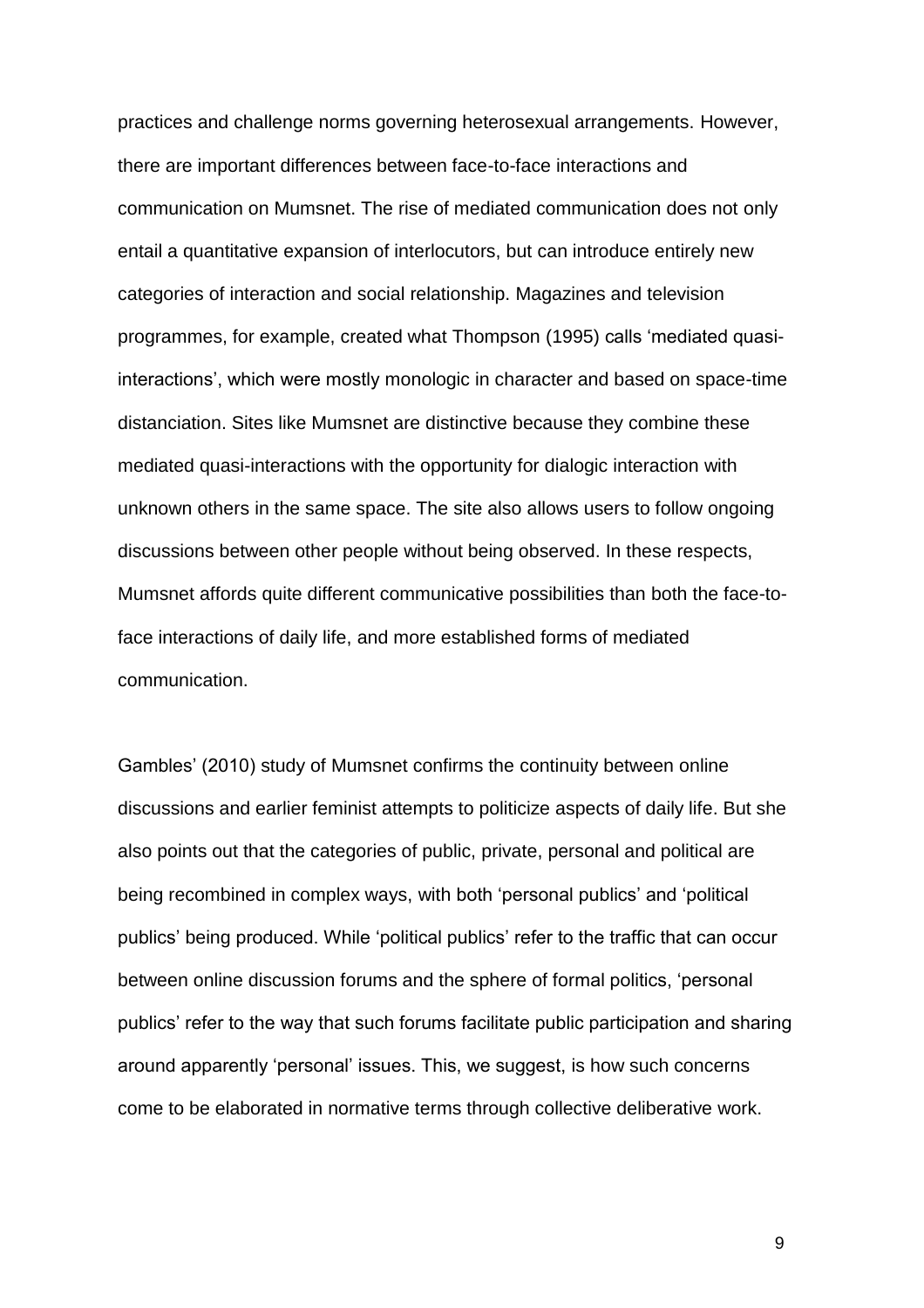practices and challenge norms governing heterosexual arrangements. However, there are important differences between face-to-face interactions and communication on Mumsnet. The rise of mediated communication does not only entail a quantitative expansion of interlocutors, but can introduce entirely new categories of interaction and social relationship. Magazines and television programmes, for example, created what Thompson (1995) calls 'mediated quasi-interactions', which were mostly monologic in character and based on space-time distanciation. Sites like Mumsnet are distinctive because they combine these mediated quasi-interactions with the opportunity for dialogic interaction with unknown others in the same space. The site also allows users to follow ongoing discussions between other people without being observed. In these respects, Mumsnet affords quite different communicative possibilities than both the face-to-face interactions of daily life, and more established forms of mediated communication.

Gambles' (2010) study of Mumsnet confirms the continuity between online discussions and earlier feminist attempts to politicize aspects of daily life. But she also points out that the categories of public, private, personal and political are being recombined in complex ways, with both 'personal publics' and 'political publics' being produced. While 'political publics' refer to the traffic that can occur between online discussion forums and the sphere of formal politics, 'personal publics' refer to the way that such forums facilitate public participation and sharing around apparently 'personal' issues. This, we suggest, is how such concerns come to be elaborated in normative terms through collective deliberative work.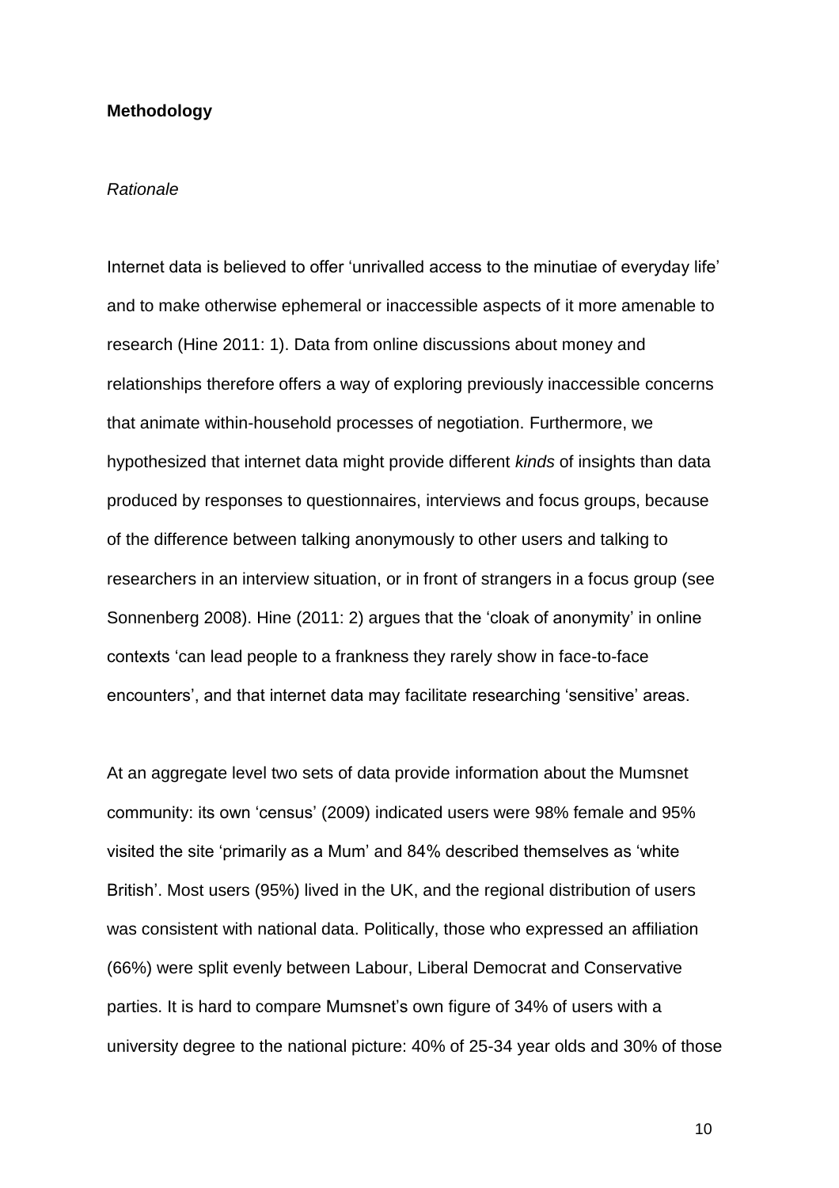## Methodology

### *Rationale*

Internet data is believed to offer 'unrivalled access to the minutiae of everyday life' and to make otherwise ephemeral or inaccessible aspects of it more amenable to research (Hine 2011: 1). Data from online discussions about money and relationships therefore offers a way of exploring previously inaccessible concerns that animate within-household processes of negotiation. Furthermore, we hypothesized that internet data might provide different *kinds* of insights than data produced by responses to questionnaires, interviews and focus groups, because of the difference between talking anonymously to other users and talking to researchers in an interview situation, or in front of strangers in a focus group (see Sonnenberg 2008). Hine (2011: 2) argues that the 'cloak of anonymity' in online contexts 'can lead people to a frankness they rarely show in face-to-face encounters', and that internet data may facilitate researching 'sensitive' areas.

At an aggregate level two sets of data provide information about the Mumsnet community: its own 'census' (2009) indicated users were 98% female and 95% visited the site 'primarily as a Mum' and 84% described themselves as 'white British'. Most users (95%) lived in the UK, and the regional distribution of users was consistent with national data. Politically, those who expressed an affiliation (66%) were split evenly between Labour, Liberal Democrat and Conservative parties. It is hard to compare Mumsnet's own figure of 34% of users with a university degree to the national picture: 40% of 25-34 year olds and 30% of those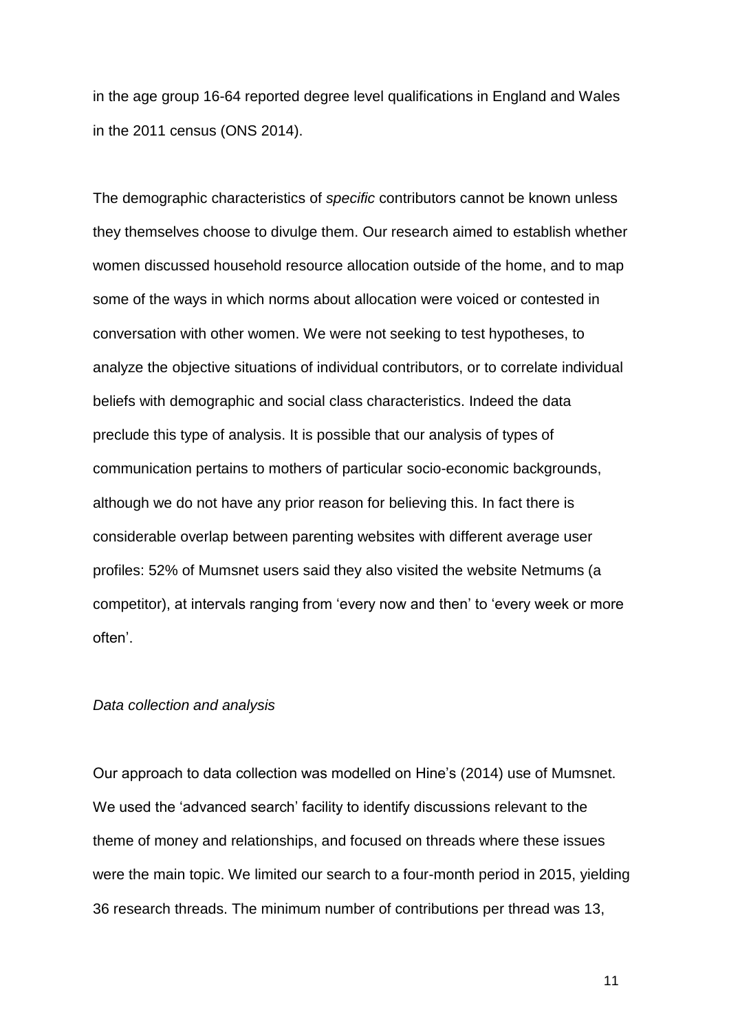in the age group 16-64 reported degree level qualifications in England and Wales in the 2011 census (ONS 2014).

The demographic characteristics of *specific* contributors cannot be known unless they themselves choose to divulge them. Our research aimed to establish whether women discussed household resource allocation outside of the home, and to map some of the ways in which norms about allocation were voiced or contested in conversation with other women. We were not seeking to test hypotheses, to analyze the objective situations of individual contributors, or to correlate individual beliefs with demographic and social class characteristics. Indeed the data preclude this type of analysis. It is possible that our analysis of types of communication pertains to mothers of particular socio-economic backgrounds, although we do not have any prior reason for believing this. In fact there is considerable overlap between parenting websites with different average user profiles: 52% of Mumsnet users said they also visited the website Netmums (a competitor), at intervals ranging from 'every now and then' to 'every week or more often'.

*Data collection and analysis*

Our approach to data collection was modelled on Hine's (2014) use of Mumsnet. We used the 'advanced search' facility to identify discussions relevant to the theme of money and relationships, and focused on threads where these issues were the main topic. We limited our search to a four-month period in 2015, yielding 36 research threads. The minimum number of contributions per thread was 13,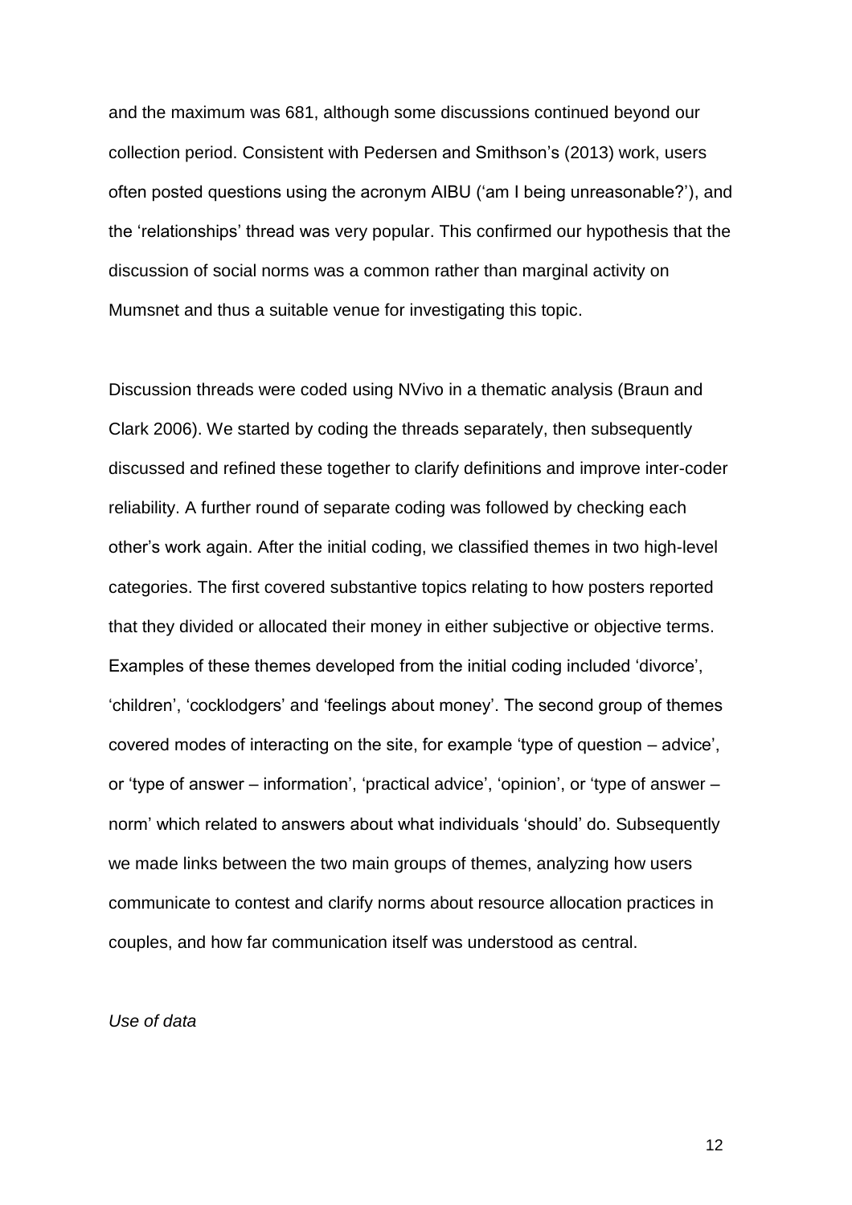and the maximum was 681, although some discussions continued beyond our collection period. Consistent with Pedersen and Smithson's (2013) work, users often posted questions using the acronym AIBU ('am I being unreasonable?'), and the 'relationships' thread was very popular. This confirmed our hypothesis that the discussion of social norms was a common rather than marginal activity on Mumsnet and thus a suitable venue for investigating this topic.

Discussion threads were coded using NVivo in a thematic analysis (Braun and Clark 2006). We started by coding the threads separately, then subsequently discussed and refined these together to clarify definitions and improve inter-coder reliability. A further round of separate coding was followed by checking each other's work again. After the initial coding, we classified themes in two high-level categories. The first covered substantive topics relating to how posters reported that they divided or allocated their money in either subjective or objective terms. Examples of these themes developed from the initial coding included 'divorce', 'children', 'cocklodgers' and 'feelings about money'. The second group of themes covered modes of interacting on the site, for example 'type of question – advice', or 'type of answer – information', 'practical advice', 'opinion', or 'type of answer – norm' which related to answers about what individuals 'should' do. Subsequently we made links between the two main groups of themes, analyzing how users communicate to contest and clarify norms about resource allocation practices in couples, and how far communication itself was understood as central.

*Use of data*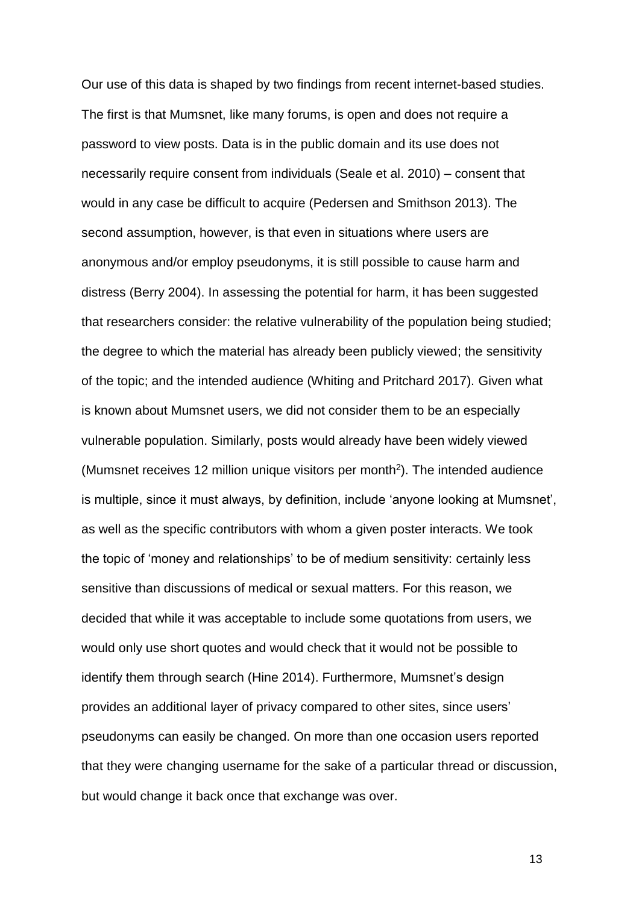Our use of this data is shaped by two findings from recent internet-based studies. The first is that Mumsnet, like many forums, is open and does not require a password to view posts. Data is in the public domain and its use does not necessarily require consent from individuals (Seale et al. 2010) – consent that would in any case be difficult to acquire (Pedersen and Smithson 2013). The second assumption, however, is that even in situations where users are anonymous and/or employ pseudonyms, it is still possible to cause harm and distress (Berry 2004). In assessing the potential for harm, it has been suggested that researchers consider: the relative vulnerability of the population being studied; the degree to which the material has already been publicly viewed; the sensitivity of the topic; and the intended audience (Whiting and Pritchard 2017). Given what is known about Mumsnet users, we did not consider them to be an especially vulnerable population. Similarly, posts would already have been widely viewed (Mumsnet receives 12 million unique visitors per month[2]). The intended audience is multiple, since it must always, by definition, include 'anyone looking at Mumsnet', as well as the specific contributors with whom a given poster interacts. We took the topic of 'money and relationships' to be of medium sensitivity: certainly less sensitive than discussions of medical or sexual matters. For this reason, we decided that while it was acceptable to include some quotations from users, we would only use short quotes and would check that it would not be possible to identify them through search (Hine 2014). Furthermore, Mumsnet's design provides an additional layer of privacy compared to other sites, since users' pseudonyms can easily be changed. On more than one occasion users reported that they were changing username for the sake of a particular thread or discussion, but would change it back once that exchange was over.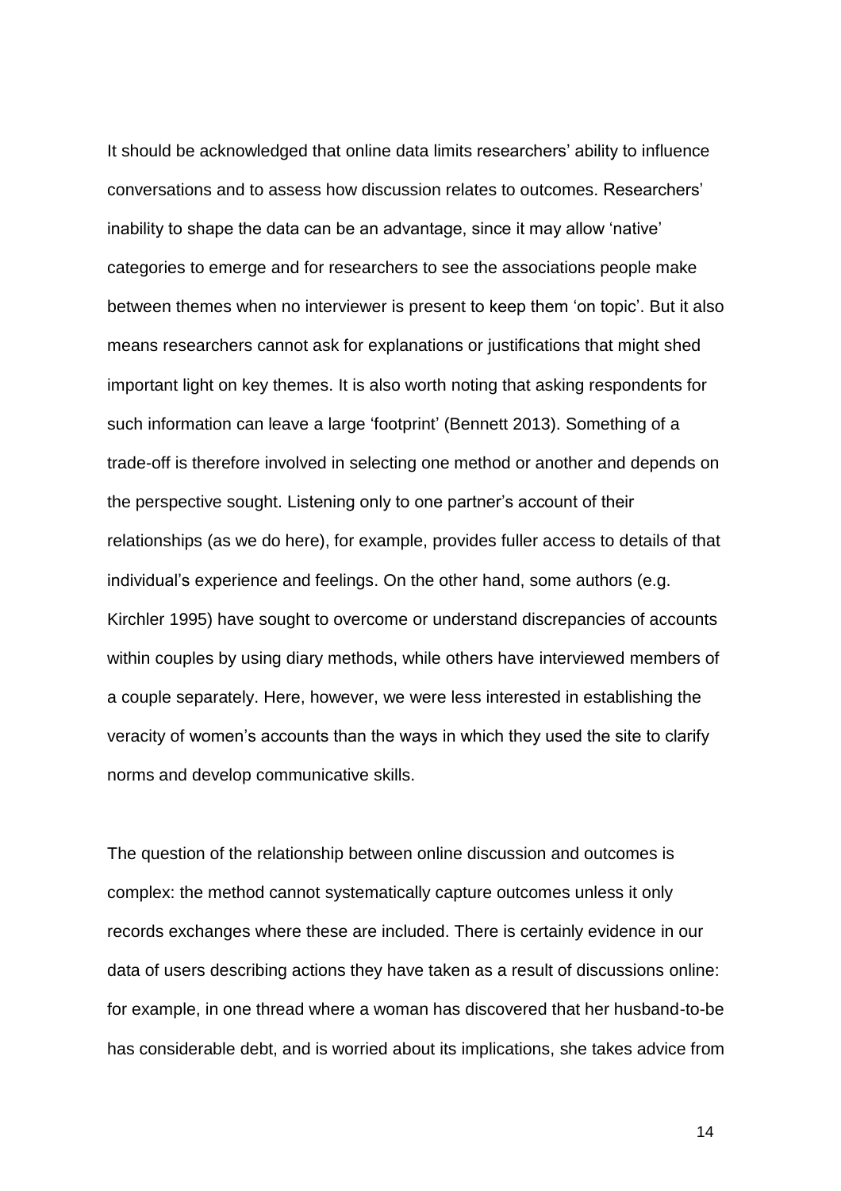It should be acknowledged that online data limits researchers' ability to influence conversations and to assess how discussion relates to outcomes. Researchers' inability to shape the data can be an advantage, since it may allow 'native' categories to emerge and for researchers to see the associations people make between themes when no interviewer is present to keep them 'on topic'. But it also means researchers cannot ask for explanations or justifications that might shed important light on key themes. It is also worth noting that asking respondents for such information can leave a large 'footprint' (Bennett 2013). Something of a trade-off is therefore involved in selecting one method or another and depends on the perspective sought. Listening only to one partner's account of their relationships (as we do here), for example, provides fuller access to details of that individual's experience and feelings. On the other hand, some authors (e.g. Kirchler 1995) have sought to overcome or understand discrepancies of accounts within couples by using diary methods, while others have interviewed members of a couple separately. Here, however, we were less interested in establishing the veracity of women's accounts than the ways in which they used the site to clarify norms and develop communicative skills.

The question of the relationship between online discussion and outcomes is complex: the method cannot systematically capture outcomes unless it only records exchanges where these are included. There is certainly evidence in our data of users describing actions they have taken as a result of discussions online: for example, in one thread where a woman has discovered that her husband-to-be has considerable debt, and is worried about its implications, she takes advice from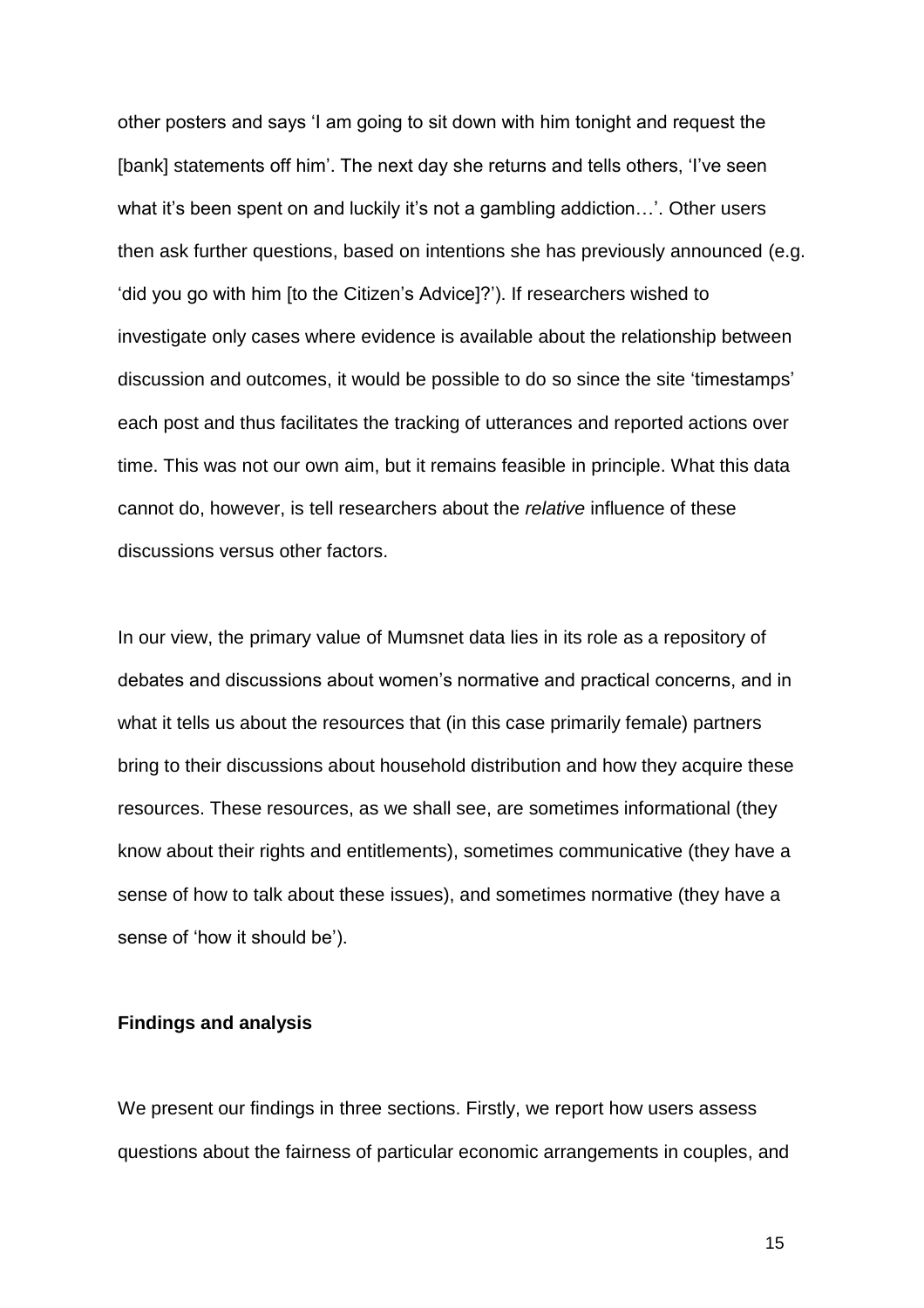other posters and says 'I am going to sit down with him tonight and request the [bank] statements off him'. The next day she returns and tells others, 'I've seen what it's been spent on and luckily it's not a gambling addiction…'. Other users then ask further questions, based on intentions she has previously announced (e.g. 'did you go with him [to the Citizen's Advice]?'). If researchers wished to investigate only cases where evidence is available about the relationship between discussion and outcomes, it would be possible to do so since the site 'timestamps' each post and thus facilitates the tracking of utterances and reported actions over time. This was not our own aim, but it remains feasible in principle. What this data cannot do, however, is tell researchers about the *relative* influence of these discussions versus other factors.

In our view, the primary value of Mumsnet data lies in its role as a repository of debates and discussions about women's normative and practical concerns, and in what it tells us about the resources that (in this case primarily female) partners bring to their discussions about household distribution and how they acquire these resources. These resources, as we shall see, are sometimes informational (they know about their rights and entitlements), sometimes communicative (they have a sense of how to talk about these issues), and sometimes normative (they have a sense of 'how it should be').

**Findings and analysis**

We present our findings in three sections. Firstly, we report how users assess questions about the fairness of particular economic arrangements in couples, and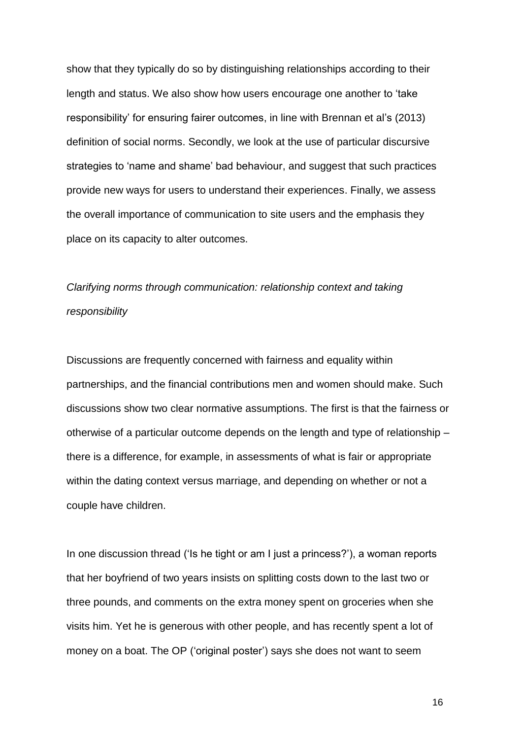show that they typically do so by distinguishing relationships according to their length and status. We also show how users encourage one another to 'take responsibility' for ensuring fairer outcomes, in line with Brennan et al's (2013) definition of social norms. Secondly, we look at the use of particular discursive strategies to 'name and shame' bad behaviour, and suggest that such practices provide new ways for users to understand their experiences. Finally, we assess the overall importance of communication to site users and the emphasis they place on its capacity to alter outcomes.

*Clarifying norms through communication: relationship context and taking responsibility*

Discussions are frequently concerned with fairness and equality within partnerships, and the financial contributions men and women should make. Such discussions show two clear normative assumptions. The first is that the fairness or otherwise of a particular outcome depends on the length and type of relationship – there is a difference, for example, in assessments of what is fair or appropriate within the dating context versus marriage, and depending on whether or not a couple have children.

In one discussion thread ('Is he tight or am I just a princess?'), a woman reports that her boyfriend of two years insists on splitting costs down to the last two or three pounds, and comments on the extra money spent on groceries when she visits him. Yet he is generous with other people, and has recently spent a lot of money on a boat. The OP ('original poster') says she does not want to seem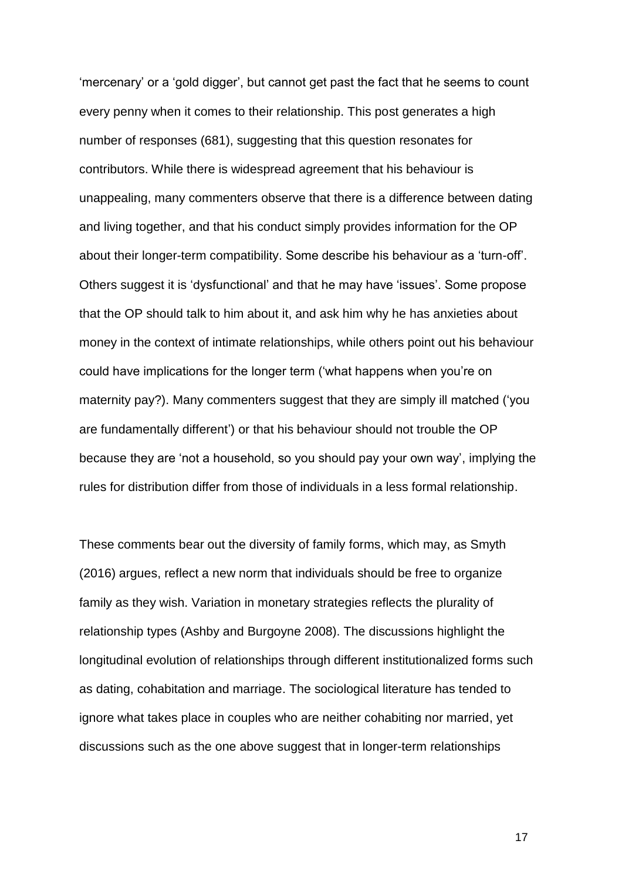'mercenary' or a 'gold digger', but cannot get past the fact that he seems to count every penny when it comes to their relationship. This post generates a high number of responses (681), suggesting that this question resonates for contributors. While there is widespread agreement that his behaviour is unappealing, many commenters observe that there is a difference between dating and living together, and that his conduct simply provides information for the OP about their longer-term compatibility. Some describe his behaviour as a 'turn-off'. Others suggest it is 'dysfunctional' and that he may have 'issues'. Some propose that the OP should talk to him about it, and ask him why he has anxieties about money in the context of intimate relationships, while others point out his behaviour could have implications for the longer term ('what happens when you're on maternity pay?). Many commenters suggest that they are simply ill matched ('you are fundamentally different') or that his behaviour should not trouble the OP because they are 'not a household, so you should pay your own way', implying the rules for distribution differ from those of individuals in a less formal relationship.

These comments bear out the diversity of family forms, which may, as Smyth (2016) argues, reflect a new norm that individuals should be free to organize family as they wish. Variation in monetary strategies reflects the plurality of relationship types (Ashby and Burgoyne 2008). The discussions highlight the longitudinal evolution of relationships through different institutionalized forms such as dating, cohabitation and marriage. The sociological literature has tended to ignore what takes place in couples who are neither cohabiting nor married, yet discussions such as the one above suggest that in longer-term relationships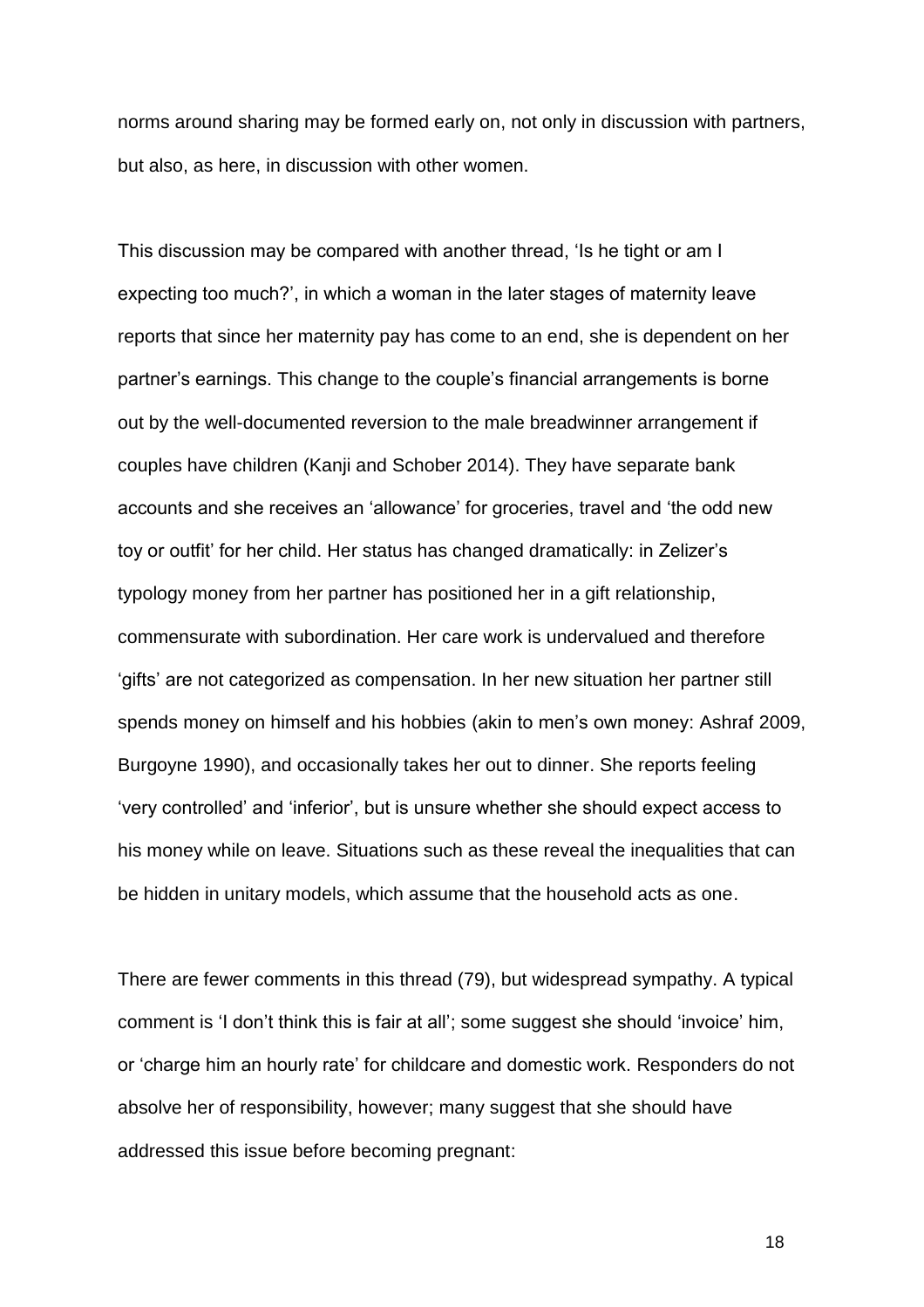norms around sharing may be formed early on, not only in discussion with partners, but also, as here, in discussion with other women.

This discussion may be compared with another thread, 'Is he tight or am I expecting too much?', in which a woman in the later stages of maternity leave reports that since her maternity pay has come to an end, she is dependent on her partner's earnings. This change to the couple's financial arrangements is borne out by the well-documented reversion to the male breadwinner arrangement if couples have children (Kanji and Schober 2014). They have separate bank accounts and she receives an 'allowance' for groceries, travel and 'the odd new toy or outfit' for her child. Her status has changed dramatically: in Zelizer's typology money from her partner has positioned her in a gift relationship, commensurate with subordination. Her care work is undervalued and therefore 'gifts' are not categorized as compensation. In her new situation her partner still spends money on himself and his hobbies (akin to men's own money: Ashraf 2009, Burgoyne 1990), and occasionally takes her out to dinner. She reports feeling 'very controlled' and 'inferior', but is unsure whether she should expect access to his money while on leave. Situations such as these reveal the inequalities that can be hidden in unitary models, which assume that the household acts as one.

There are fewer comments in this thread (79), but widespread sympathy. A typical comment is 'I don't think this is fair at all'; some suggest she should 'invoice' him, or 'charge him an hourly rate' for childcare and domestic work. Responders do not absolve her of responsibility, however; many suggest that she should have addressed this issue before becoming pregnant: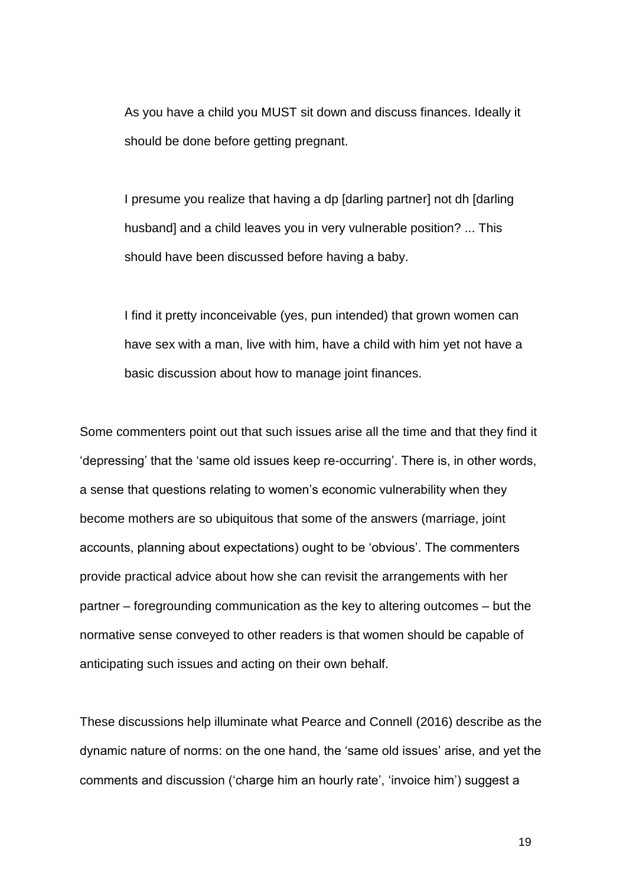> As you have a child you MUST sit down and discuss finances. Ideally it should be done before getting pregnant.
>
> I presume you realize that having a dp [darling partner] not dh [darling husband] and a child leaves you in very vulnerable position? ... This should have been discussed before having a baby.
>
> I find it pretty inconceivable (yes, pun intended) that grown women can have sex with a man, live with him, have a child with him yet not have a basic discussion about how to manage joint finances.

Some commenters point out that such issues arise all the time and that they find it 'depressing' that the 'same old issues keep re-occurring'. There is, in other words, a sense that questions relating to women's economic vulnerability when they become mothers are so ubiquitous that some of the answers (marriage, joint accounts, planning about expectations) ought to be 'obvious'. The commenters provide practical advice about how she can revisit the arrangements with her partner – foregrounding communication as the key to altering outcomes – but the normative sense conveyed to other readers is that women should be capable of anticipating such issues and acting on their own behalf.

These discussions help illuminate what Pearce and Connell (2016) describe as the dynamic nature of norms: on the one hand, the 'same old issues' arise, and yet the comments and discussion ('charge him an hourly rate', 'invoice him') suggest a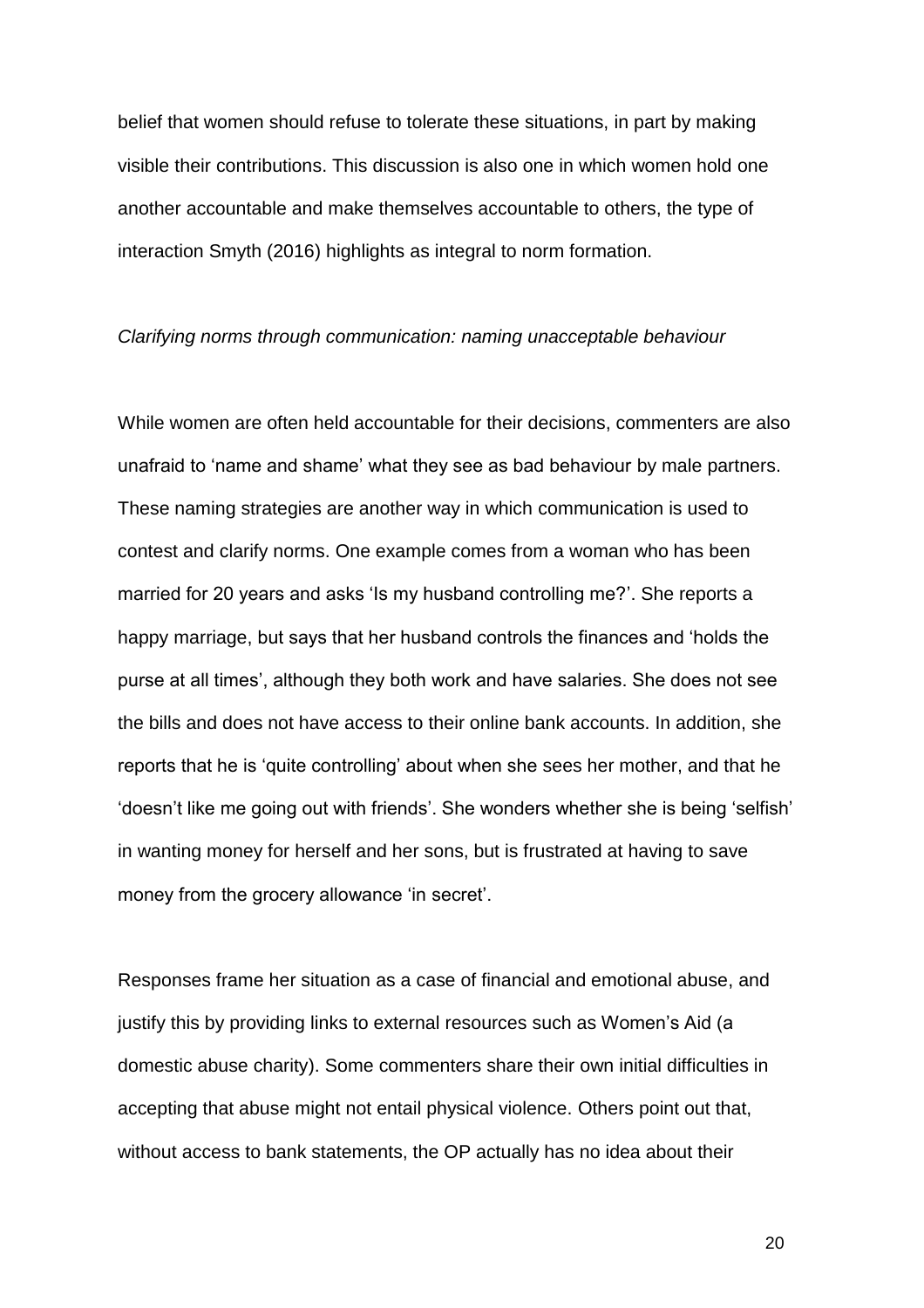belief that women should refuse to tolerate these situations, in part by making visible their contributions. This discussion is also one in which women hold one another accountable and make themselves accountable to others, the type of interaction Smyth (2016) highlights as integral to norm formation.

*Clarifying norms through communication: naming unacceptable behaviour*

While women are often held accountable for their decisions, commenters are also unafraid to 'name and shame' what they see as bad behaviour by male partners. These naming strategies are another way in which communication is used to contest and clarify norms. One example comes from a woman who has been married for 20 years and asks 'Is my husband controlling me?'. She reports a happy marriage, but says that her husband controls the finances and 'holds the purse at all times', although they both work and have salaries. She does not see the bills and does not have access to their online bank accounts. In addition, she reports that he is 'quite controlling' about when she sees her mother, and that he 'doesn't like me going out with friends'. She wonders whether she is being 'selfish' in wanting money for herself and her sons, but is frustrated at having to save money from the grocery allowance 'in secret'.

Responses frame her situation as a case of financial and emotional abuse, and justify this by providing links to external resources such as Women's Aid (a domestic abuse charity). Some commenters share their own initial difficulties in accepting that abuse might not entail physical violence. Others point out that, without access to bank statements, the OP actually has no idea about their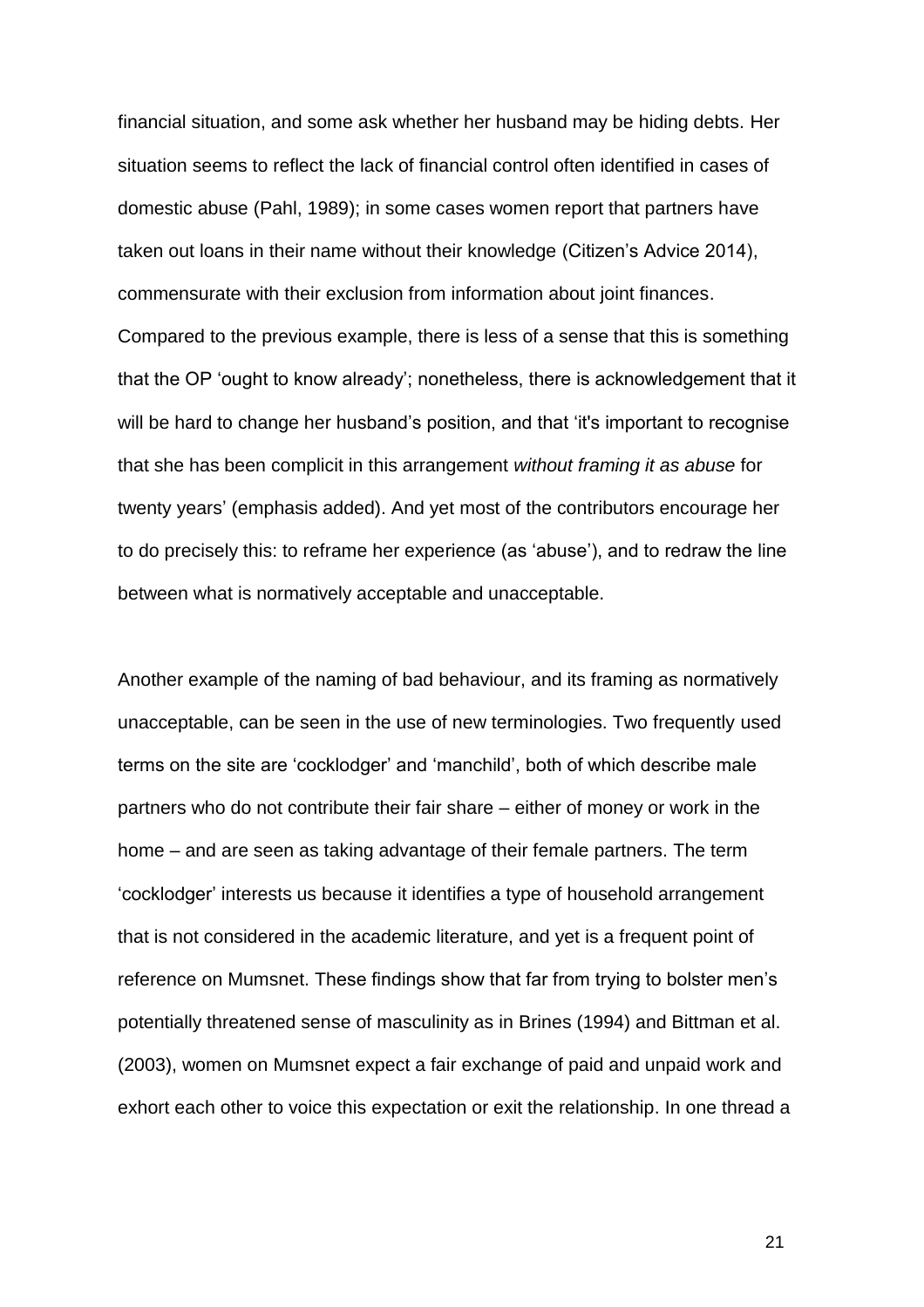financial situation, and some ask whether her husband may be hiding debts. Her situation seems to reflect the lack of financial control often identified in cases of domestic abuse (Pahl, 1989); in some cases women report that partners have taken out loans in their name without their knowledge (Citizen's Advice 2014), commensurate with their exclusion from information about joint finances. Compared to the previous example, there is less of a sense that this is something that the OP 'ought to know already'; nonetheless, there is acknowledgement that it will be hard to change her husband's position, and that 'it's important to recognise that she has been complicit in this arrangement *without framing it as abuse* for twenty years' (emphasis added). And yet most of the contributors encourage her to do precisely this: to reframe her experience (as 'abuse'), and to redraw the line between what is normatively acceptable and unacceptable.

Another example of the naming of bad behaviour, and its framing as normatively unacceptable, can be seen in the use of new terminologies. Two frequently used terms on the site are 'cocklodger' and 'manchild', both of which describe male partners who do not contribute their fair share – either of money or work in the home – and are seen as taking advantage of their female partners. The term 'cocklodger' interests us because it identifies a type of household arrangement that is not considered in the academic literature, and yet is a frequent point of reference on Mumsnet. These findings show that far from trying to bolster men's potentially threatened sense of masculinity as in Brines (1994) and Bittman et al. (2003), women on Mumsnet expect a fair exchange of paid and unpaid work and exhort each other to voice this expectation or exit the relationship. In one thread a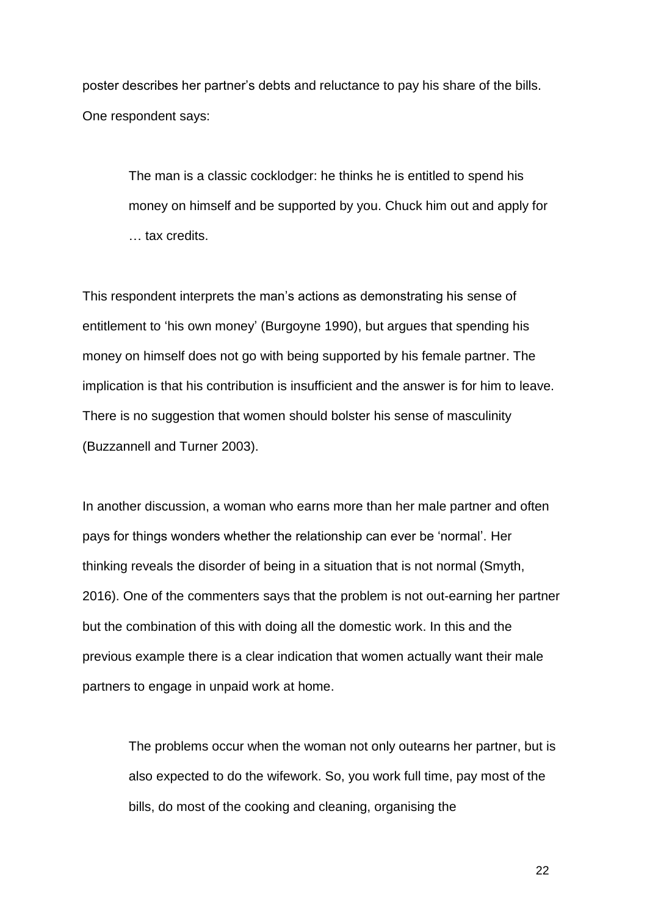poster describes her partner’s debts and reluctance to pay his share of the bills. One respondent says:

> The man is a classic cocklodger: he thinks he is entitled to spend his money on himself and be supported by you. Chuck him out and apply for … tax credits.

This respondent interprets the man’s actions as demonstrating his sense of entitlement to ‘his own money’ (Burgoyne 1990), but argues that spending his money on himself does not go with being supported by his female partner. The implication is that his contribution is insufficient and the answer is for him to leave. There is no suggestion that women should bolster his sense of masculinity (Buzzannell and Turner 2003).

In another discussion, a woman who earns more than her male partner and often pays for things wonders whether the relationship can ever be ‘normal’. Her thinking reveals the disorder of being in a situation that is not normal (Smyth, 2016). One of the commenters says that the problem is not out-earning her partner but the combination of this with doing all the domestic work. In this and the previous example there is a clear indication that women actually want their male partners to engage in unpaid work at home.

> The problems occur when the woman not only outearns her partner, but is also expected to do the wifework. So, you work full time, pay most of the bills, do most of the cooking and cleaning, organising the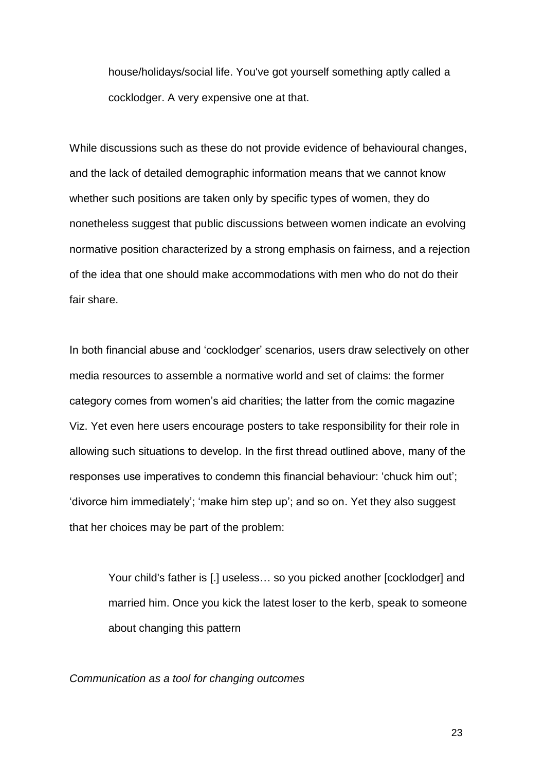> house/holidays/social life. You've got yourself something aptly called a cocklodger. A very expensive one at that.

While discussions such as these do not provide evidence of behavioural changes, and the lack of detailed demographic information means that we cannot know whether such positions are taken only by specific types of women, they do nonetheless suggest that public discussions between women indicate an evolving normative position characterized by a strong emphasis on fairness, and a rejection of the idea that one should make accommodations with men who do not do their fair share.

In both financial abuse and 'cocklodger' scenarios, users draw selectively on other media resources to assemble a normative world and set of claims: the former category comes from women's aid charities; the latter from the comic magazine Viz. Yet even here users encourage posters to take responsibility for their role in allowing such situations to develop. In the first thread outlined above, many of the responses use imperatives to condemn this financial behaviour: 'chuck him out'; 'divorce him immediately'; 'make him step up'; and so on. Yet they also suggest that her choices may be part of the problem:

> Your child's father is [.] useless… so you picked another [cocklodger] and married him. Once you kick the latest loser to the kerb, speak to someone about changing this pattern

*Communication as a tool for changing outcomes*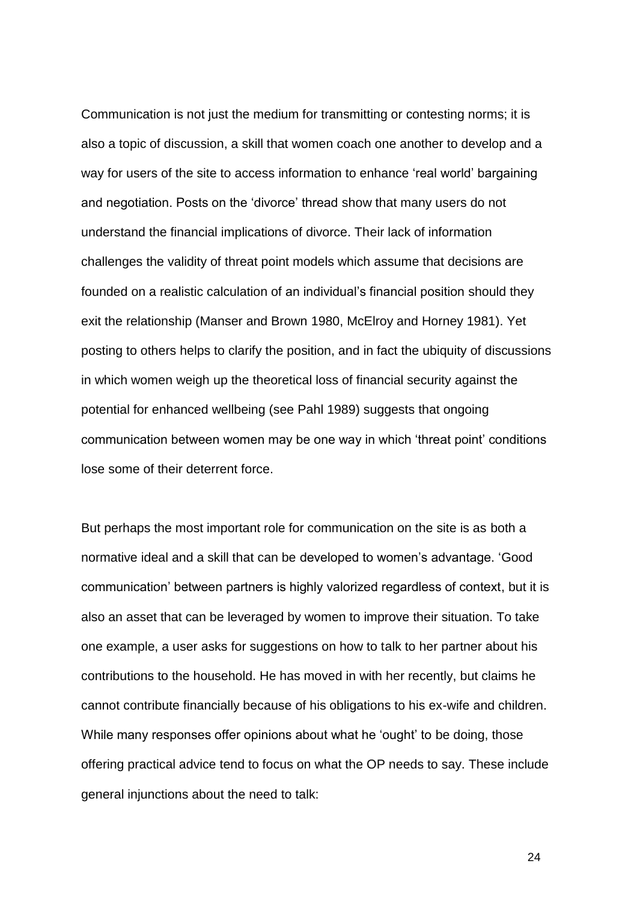Communication is not just the medium for transmitting or contesting norms; it is also a topic of discussion, a skill that women coach one another to develop and a way for users of the site to access information to enhance 'real world' bargaining and negotiation. Posts on the 'divorce' thread show that many users do not understand the financial implications of divorce. Their lack of information challenges the validity of threat point models which assume that decisions are founded on a realistic calculation of an individual's financial position should they exit the relationship (Manser and Brown 1980, McElroy and Horney 1981). Yet posting to others helps to clarify the position, and in fact the ubiquity of discussions in which women weigh up the theoretical loss of financial security against the potential for enhanced wellbeing (see Pahl 1989) suggests that ongoing communication between women may be one way in which 'threat point' conditions lose some of their deterrent force.

But perhaps the most important role for communication on the site is as both a normative ideal and a skill that can be developed to women's advantage. 'Good communication' between partners is highly valorized regardless of context, but it is also an asset that can be leveraged by women to improve their situation. To take one example, a user asks for suggestions on how to talk to her partner about his contributions to the household. He has moved in with her recently, but claims he cannot contribute financially because of his obligations to his ex-wife and children. While many responses offer opinions about what he 'ought' to be doing, those offering practical advice tend to focus on what the OP needs to say. These include general injunctions about the need to talk: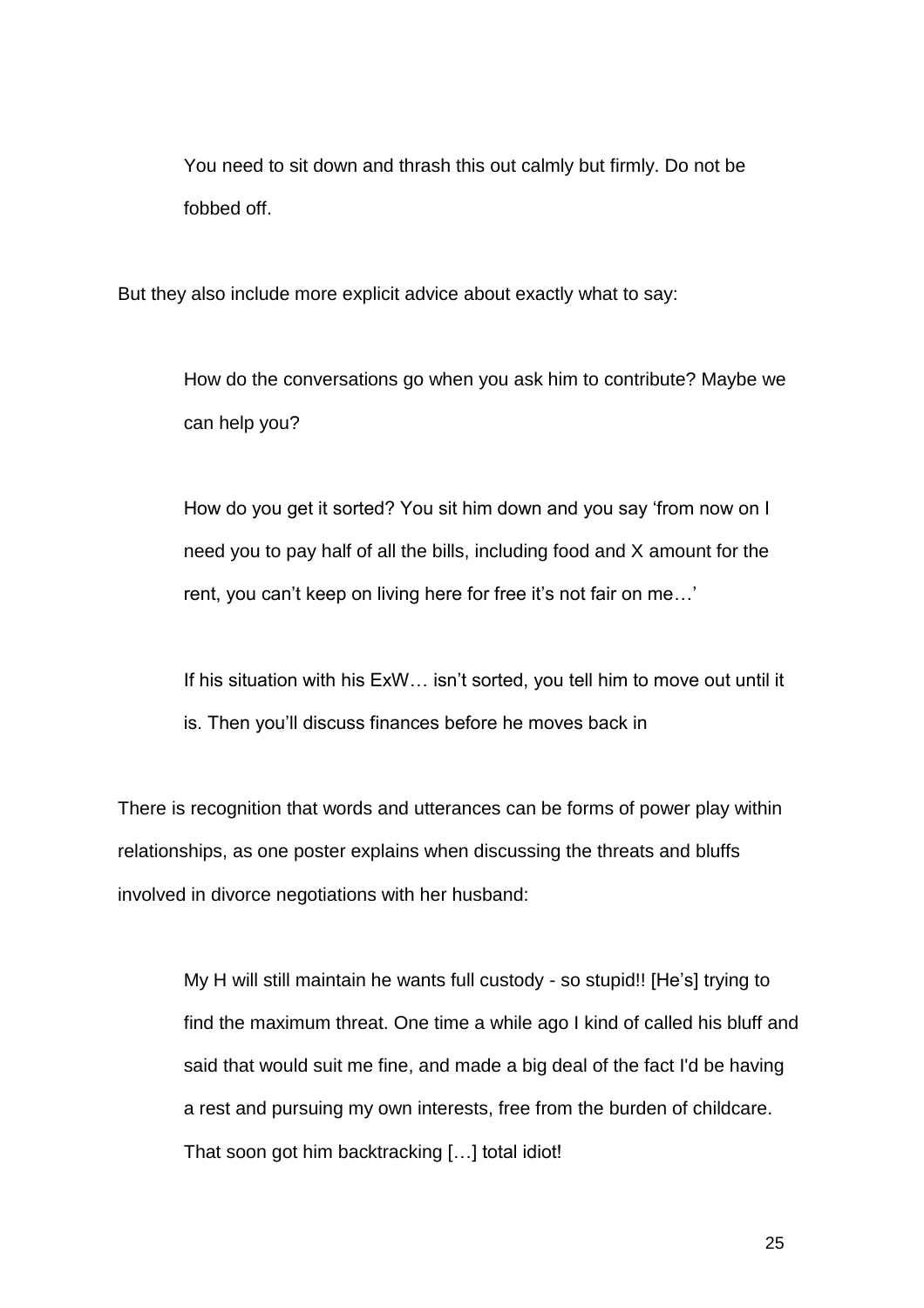> You need to sit down and thrash this out calmly but firmly. Do not be fobbed off.

But they also include more explicit advice about exactly what to say:

> How do the conversations go when you ask him to contribute? Maybe we can help you?

> How do you get it sorted? You sit him down and you say 'from now on I need you to pay half of all the bills, including food and X amount for the rent, you can't keep on living here for free it's not fair on me…'

> If his situation with his ExW… isn't sorted, you tell him to move out until it is. Then you'll discuss finances before he moves back in

There is recognition that words and utterances can be forms of power play within relationships, as one poster explains when discussing the threats and bluffs involved in divorce negotiations with her husband:

> My H will still maintain he wants full custody - so stupid!! [He's] trying to find the maximum threat. One time a while ago I kind of called his bluff and said that would suit me fine, and made a big deal of the fact I'd be having a rest and pursuing my own interests, free from the burden of childcare. That soon got him backtracking […] total idiot!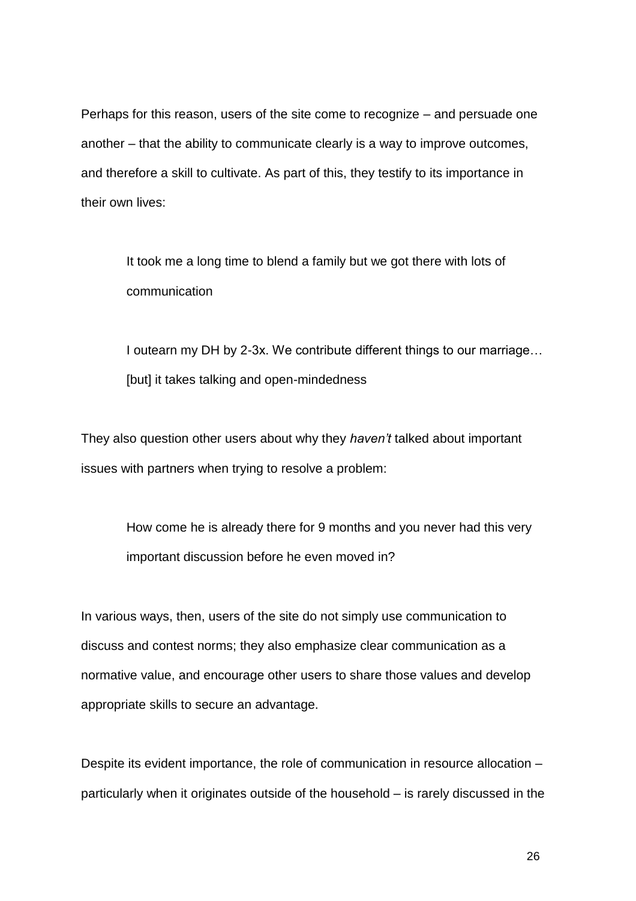Perhaps for this reason, users of the site come to recognize – and persuade one another – that the ability to communicate clearly is a way to improve outcomes, and therefore a skill to cultivate. As part of this, they testify to its importance in their own lives:

> It took me a long time to blend a family but we got there with lots of communication

> I outearn my DH by 2-3x. We contribute different things to our marriage… [but] it takes talking and open-mindedness

They also question other users about why they *haven't* talked about important issues with partners when trying to resolve a problem:

> How come he is already there for 9 months and you never had this very important discussion before he even moved in?

In various ways, then, users of the site do not simply use communication to discuss and contest norms; they also emphasize clear communication as a normative value, and encourage other users to share those values and develop appropriate skills to secure an advantage.

Despite its evident importance, the role of communication in resource allocation – particularly when it originates outside of the household – is rarely discussed in the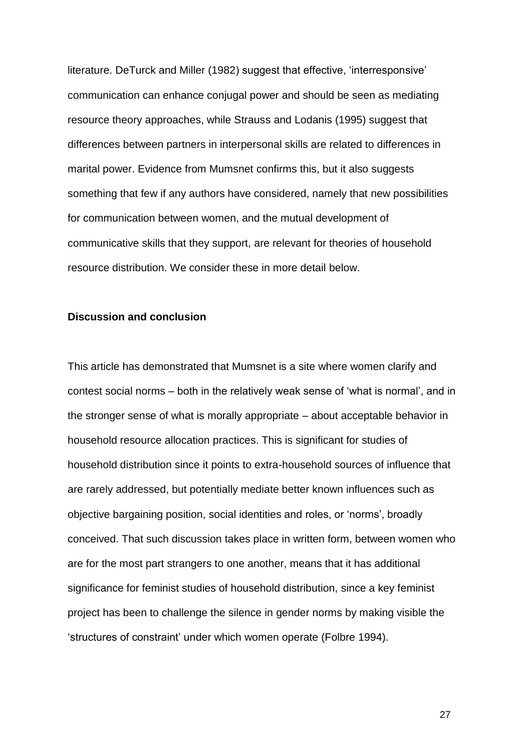literature. DeTurck and Miller (1982) suggest that effective, 'interresponsive' communication can enhance conjugal power and should be seen as mediating resource theory approaches, while Strauss and Lodanis (1995) suggest that differences between partners in interpersonal skills are related to differences in marital power. Evidence from Mumsnet confirms this, but it also suggests something that few if any authors have considered, namely that new possibilities for communication between women, and the mutual development of communicative skills that they support, are relevant for theories of household resource distribution. We consider these in more detail below.

## Discussion and conclusion

This article has demonstrated that Mumsnet is a site where women clarify and contest social norms – both in the relatively weak sense of 'what is normal', and in the stronger sense of what is morally appropriate – about acceptable behavior in household resource allocation practices. This is significant for studies of household distribution since it points to extra-household sources of influence that are rarely addressed, but potentially mediate better known influences such as objective bargaining position, social identities and roles, or 'norms', broadly conceived. That such discussion takes place in written form, between women who are for the most part strangers to one another, means that it has additional significance for feminist studies of household distribution, since a key feminist project has been to challenge the silence in gender norms by making visible the 'structures of constraint' under which women operate (Folbre 1994).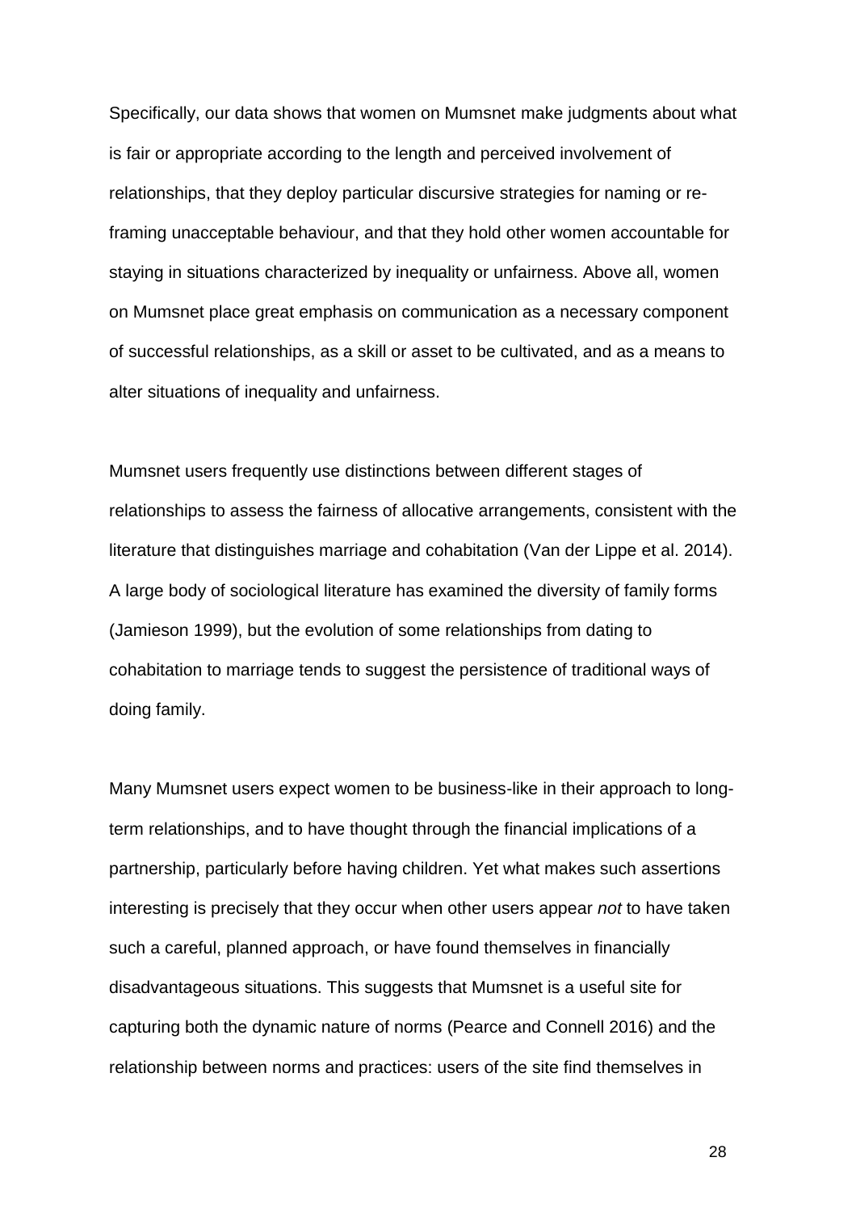Specifically, our data shows that women on Mumsnet make judgments about what is fair or appropriate according to the length and perceived involvement of relationships, that they deploy particular discursive strategies for naming or re-framing unacceptable behaviour, and that they hold other women accountable for staying in situations characterized by inequality or unfairness. Above all, women on Mumsnet place great emphasis on communication as a necessary component of successful relationships, as a skill or asset to be cultivated, and as a means to alter situations of inequality and unfairness.

Mumsnet users frequently use distinctions between different stages of relationships to assess the fairness of allocative arrangements, consistent with the literature that distinguishes marriage and cohabitation (Van der Lippe et al. 2014). A large body of sociological literature has examined the diversity of family forms (Jamieson 1999), but the evolution of some relationships from dating to cohabitation to marriage tends to suggest the persistence of traditional ways of doing family.

Many Mumsnet users expect women to be business-like in their approach to long-term relationships, and to have thought through the financial implications of a partnership, particularly before having children. Yet what makes such assertions interesting is precisely that they occur when other users appear *not* to have taken such a careful, planned approach, or have found themselves in financially disadvantageous situations. This suggests that Mumsnet is a useful site for capturing both the dynamic nature of norms (Pearce and Connell 2016) and the relationship between norms and practices: users of the site find themselves in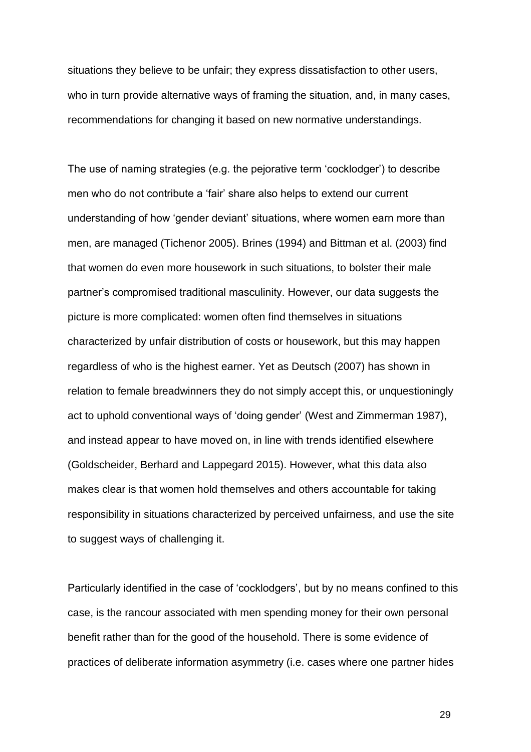situations they believe to be unfair; they express dissatisfaction to other users, who in turn provide alternative ways of framing the situation, and, in many cases, recommendations for changing it based on new normative understandings.

The use of naming strategies (e.g. the pejorative term 'cocklodger') to describe men who do not contribute a 'fair' share also helps to extend our current understanding of how 'gender deviant' situations, where women earn more than men, are managed (Tichenor 2005). Brines (1994) and Bittman et al. (2003) find that women do even more housework in such situations, to bolster their male partner's compromised traditional masculinity. However, our data suggests the picture is more complicated: women often find themselves in situations characterized by unfair distribution of costs or housework, but this may happen regardless of who is the highest earner. Yet as Deutsch (2007) has shown in relation to female breadwinners they do not simply accept this, or unquestioningly act to uphold conventional ways of 'doing gender' (West and Zimmerman 1987), and instead appear to have moved on, in line with trends identified elsewhere (Goldscheider, Berhard and Lappegard 2015). However, what this data also makes clear is that women hold themselves and others accountable for taking responsibility in situations characterized by perceived unfairness, and use the site to suggest ways of challenging it.

Particularly identified in the case of 'cocklodgers', but by no means confined to this case, is the rancour associated with men spending money for their own personal benefit rather than for the good of the household. There is some evidence of practices of deliberate information asymmetry (i.e. cases where one partner hides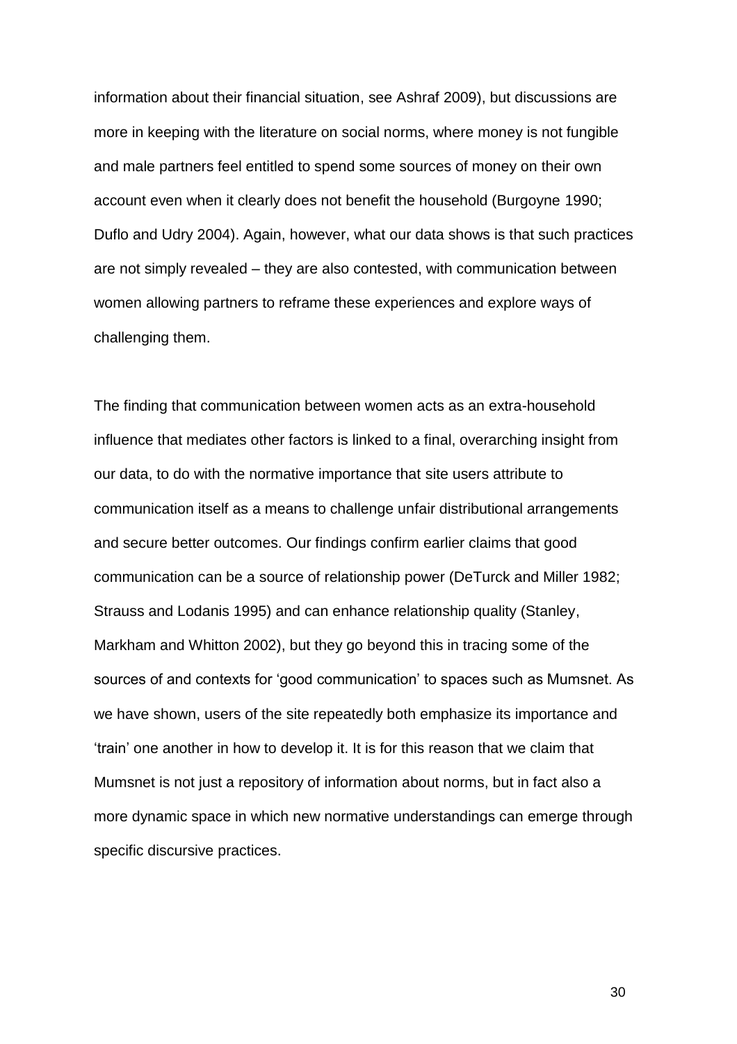information about their financial situation, see Ashraf 2009), but discussions are more in keeping with the literature on social norms, where money is not fungible and male partners feel entitled to spend some sources of money on their own account even when it clearly does not benefit the household (Burgoyne 1990; Duflo and Udry 2004). Again, however, what our data shows is that such practices are not simply revealed – they are also contested, with communication between women allowing partners to reframe these experiences and explore ways of challenging them.

The finding that communication between women acts as an extra-household influence that mediates other factors is linked to a final, overarching insight from our data, to do with the normative importance that site users attribute to communication itself as a means to challenge unfair distributional arrangements and secure better outcomes. Our findings confirm earlier claims that good communication can be a source of relationship power (DeTurck and Miller 1982; Strauss and Lodanis 1995) and can enhance relationship quality (Stanley, Markham and Whitton 2002), but they go beyond this in tracing some of the sources of and contexts for 'good communication' to spaces such as Mumsnet. As we have shown, users of the site repeatedly both emphasize its importance and 'train' one another in how to develop it. It is for this reason that we claim that Mumsnet is not just a repository of information about norms, but in fact also a more dynamic space in which new normative understandings can emerge through specific discursive practices.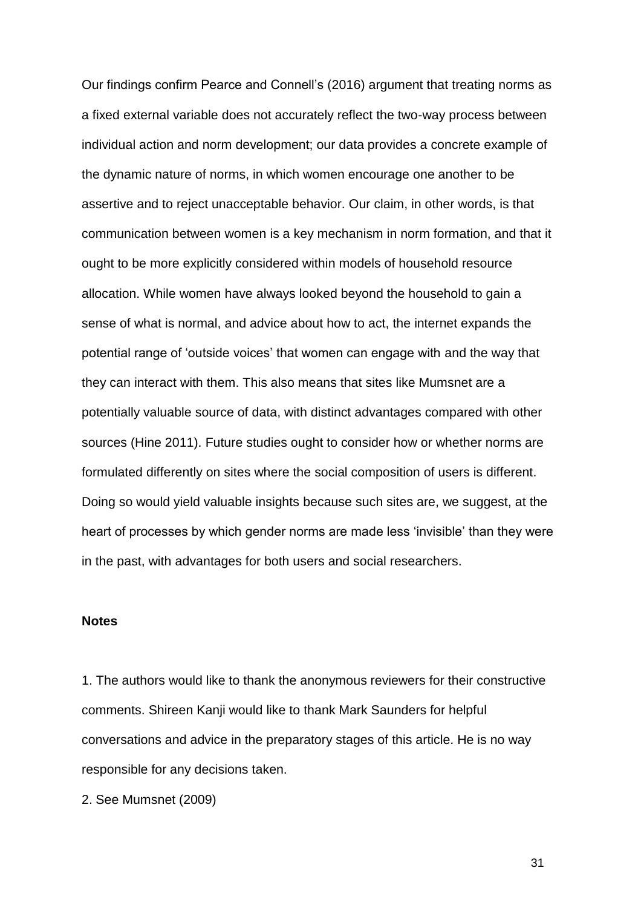Our findings confirm Pearce and Connell's (2016) argument that treating norms as a fixed external variable does not accurately reflect the two-way process between individual action and norm development; our data provides a concrete example of the dynamic nature of norms, in which women encourage one another to be assertive and to reject unacceptable behavior. Our claim, in other words, is that communication between women is a key mechanism in norm formation, and that it ought to be more explicitly considered within models of household resource allocation. While women have always looked beyond the household to gain a sense of what is normal, and advice about how to act, the internet expands the potential range of 'outside voices' that women can engage with and the way that they can interact with them. This also means that sites like Mumsnet are a potentially valuable source of data, with distinct advantages compared with other sources (Hine 2011). Future studies ought to consider how or whether norms are formulated differently on sites where the social composition of users is different. Doing so would yield valuable insights because such sites are, we suggest, at the heart of processes by which gender norms are made less 'invisible' than they were in the past, with advantages for both users and social researchers.

**Notes**

1. The authors would like to thank the anonymous reviewers for their constructive comments. Shireen Kanji would like to thank Mark Saunders for helpful conversations and advice in the preparatory stages of this article. He is no way responsible for any decisions taken.

2. See Mumsnet (2009)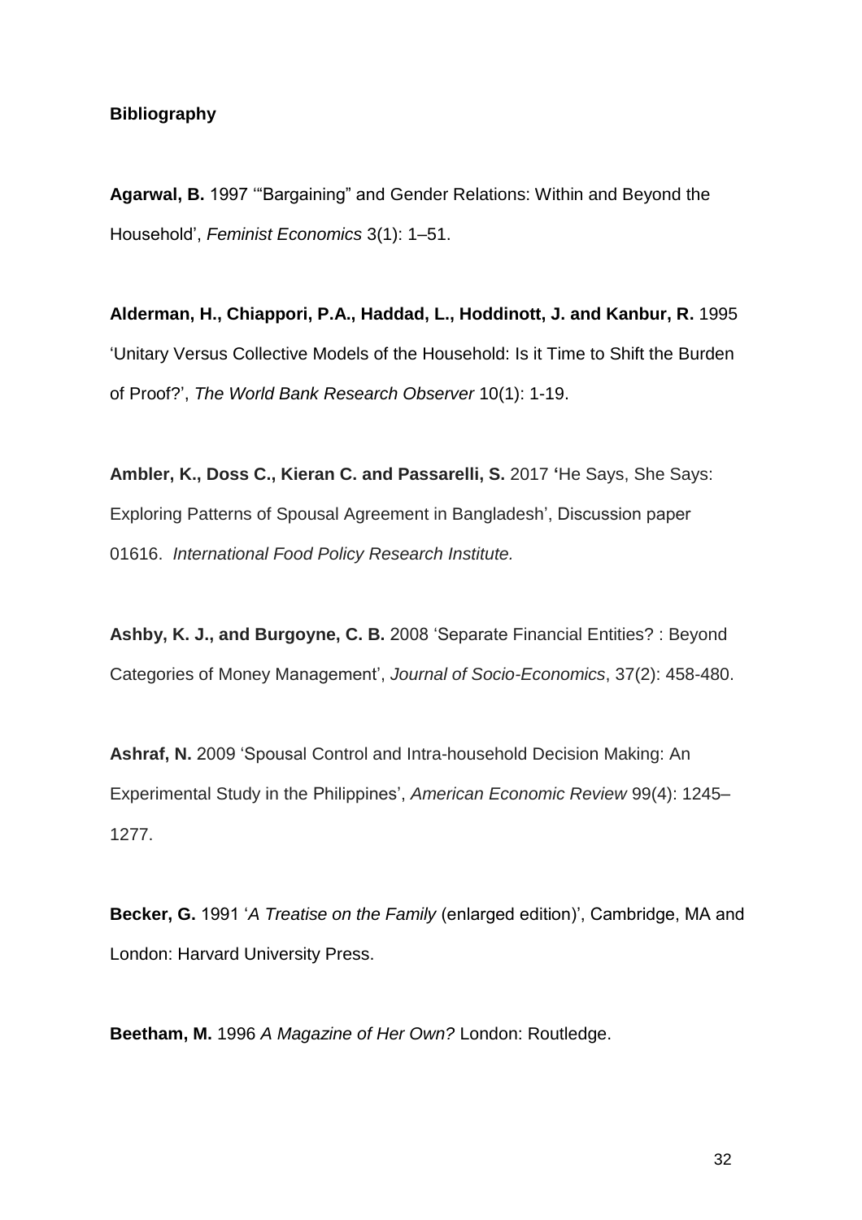**Bibliography**

**Agarwal, B.** 1997 '"Bargaining" and Gender Relations: Within and Beyond the Household', *Feminist Economics* 3(1): 1–51.

**Alderman, H., Chiappori, P.A., Haddad, L., Hoddinott, J. and Kanbur, R.** 1995 'Unitary Versus Collective Models of the Household: Is it Time to Shift the Burden of Proof?', *The World Bank Research Observer* 10(1): 1-19.

**Ambler, K., Doss C., Kieran C. and Passarelli, S.** 2017 **'**He Says, She Says: Exploring Patterns of Spousal Agreement in Bangladesh', Discussion paper 01616. *International Food Policy Research Institute.*

**Ashby, K. J., and Burgoyne, C. B.** 2008 'Separate Financial Entities? : Beyond Categories of Money Management', *Journal of Socio-Economics*, 37(2): 458-480.

**Ashraf, N.** 2009 'Spousal Control and Intra-household Decision Making: An Experimental Study in the Philippines', *American Economic Review* 99(4): 1245–1277.

**Becker, G.** 1991 '*A Treatise on the Family* (enlarged edition)', Cambridge, MA and London: Harvard University Press.

**Beetham, M.** 1996 *A Magazine of Her Own?* London: Routledge.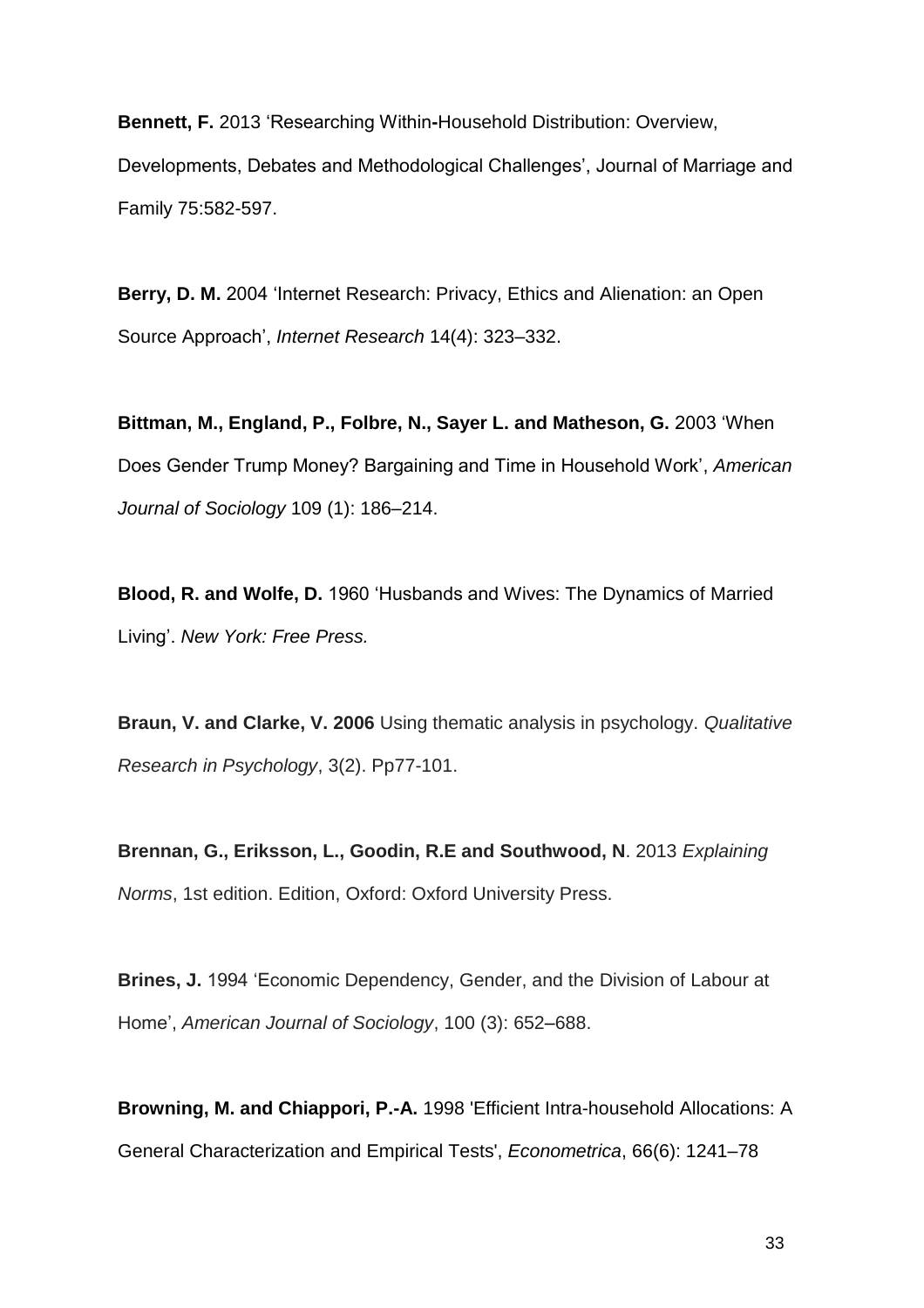**Bennett, F.** 2013 'Researching Within-Household Distribution: Overview, Developments, Debates and Methodological Challenges', Journal of Marriage and Family 75:582-597.

**Berry, D. M.** 2004 'Internet Research: Privacy, Ethics and Alienation: an Open Source Approach', *Internet Research* 14(4): 323–332.

**Bittman, M., England, P., Folbre, N., Sayer L. and Matheson, G.** 2003 'When Does Gender Trump Money? Bargaining and Time in Household Work', *American Journal of Sociology* 109 (1): 186–214.

**Blood, R. and Wolfe, D.** 1960 'Husbands and Wives: The Dynamics of Married Living'. *New York: Free Press.*

**Braun, V. and Clarke, V. 2006** Using thematic analysis in psychology. *Qualitative Research in Psychology*, 3(2). Pp77-101.

**Brennan, G., Eriksson, L., Goodin, R.E and Southwood, N**. 2013 *Explaining Norms*, 1st edition. Edition, Oxford: Oxford University Press.

**Brines, J.** 1994 'Economic Dependency, Gender, and the Division of Labour at Home', *American Journal of Sociology*, 100 (3): 652–688.

**Browning, M. and Chiappori, P.-A.** 1998 'Efficient Intra-household Allocations: A General Characterization and Empirical Tests', *Econometrica*, 66(6): 1241–78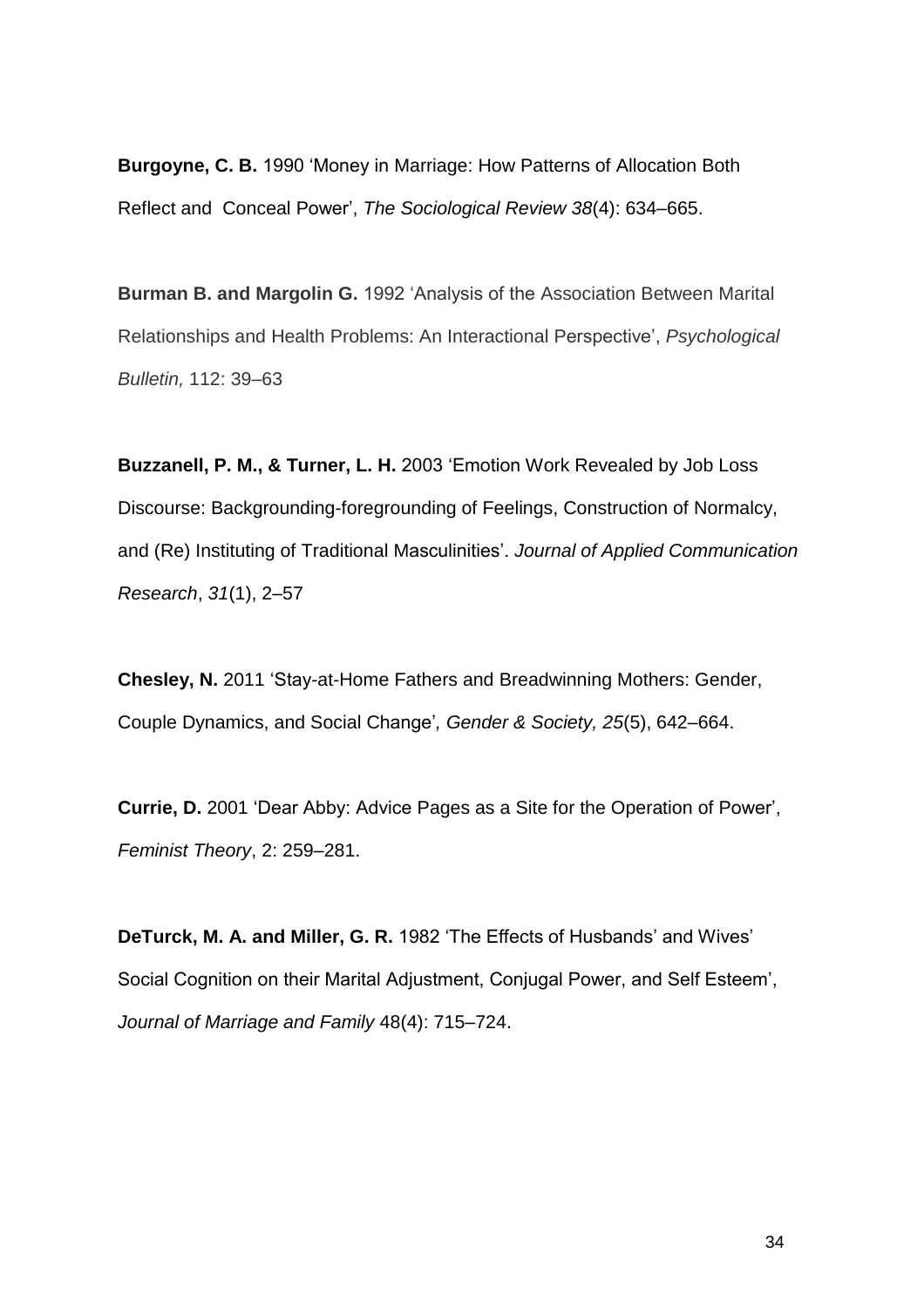**Burgoyne, C. B.** 1990 'Money in Marriage: How Patterns of Allocation Both Reflect and Conceal Power', *The Sociological Review 38*(4): 634–665.

**Burman B. and Margolin G.** 1992 'Analysis of the Association Between Marital Relationships and Health Problems: An Interactional Perspective', *Psychological Bulletin,* 112: 39–63

**Buzzanell, P. M., & Turner, L. H.** 2003 'Emotion Work Revealed by Job Loss Discourse: Backgrounding-foregrounding of Feelings, Construction of Normalcy, and (Re) Instituting of Traditional Masculinities'. *Journal of Applied Communication Research*, *31*(1), 2–57

**Chesley, N.** 2011 'Stay-at-Home Fathers and Breadwinning Mothers: Gender, Couple Dynamics, and Social Change'*, Gender & Society, 25*(5), 642–664.

**Currie, D.** 2001 'Dear Abby: Advice Pages as a Site for the Operation of Power', *Feminist Theory*, 2: 259–281.

**DeTurck, M. A. and Miller, G. R.** 1982 'The Effects of Husbands' and Wives' Social Cognition on their Marital Adjustment, Conjugal Power, and Self Esteem', *Journal of Marriage and Family* 48(4): 715–724.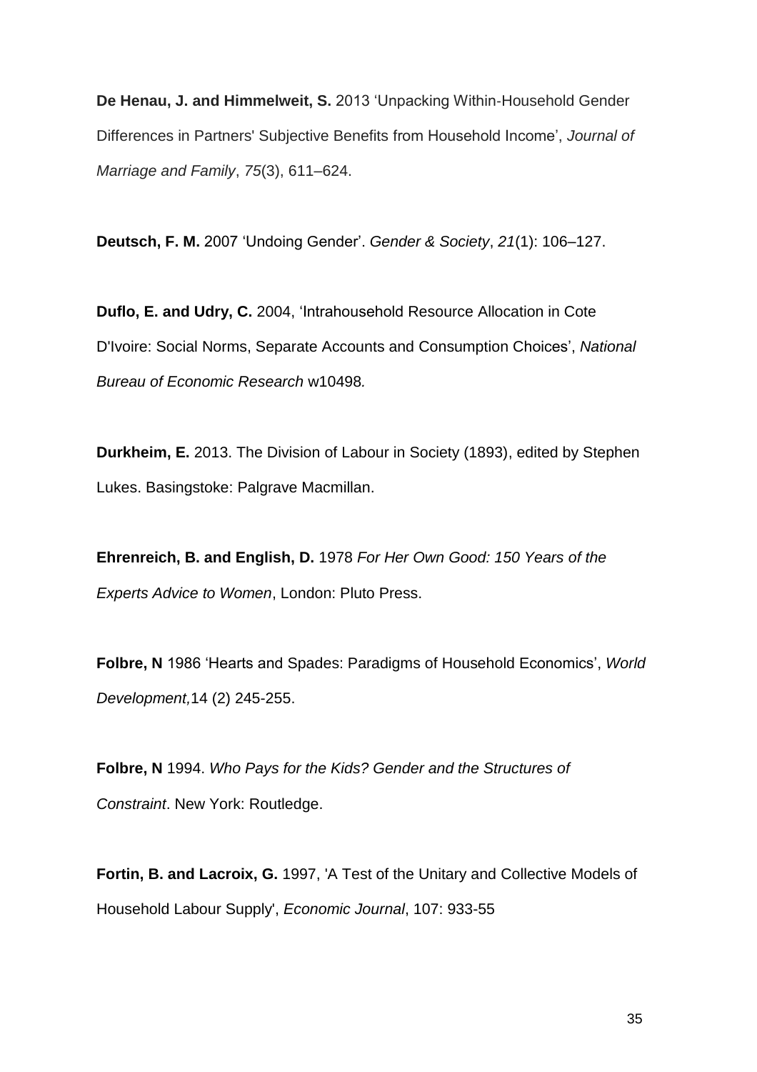**De Henau, J. and Himmelweit, S.** 2013 'Unpacking Within-Household Gender Differences in Partners' Subjective Benefits from Household Income', *Journal of Marriage and Family*, *75*(3), 611–624.

**Deutsch, F. M.** 2007 'Undoing Gender'. *Gender & Society*, *21*(1): 106–127.

**Duflo, E. and Udry, C.** 2004, 'Intrahousehold Resource Allocation in Cote D'Ivoire: Social Norms, Separate Accounts and Consumption Choices', *National Bureau of Economic Research* w10498*.*

**Durkheim, E.** 2013. The Division of Labour in Society (1893), edited by Stephen Lukes. Basingstoke: Palgrave Macmillan.

**Ehrenreich, B. and English, D.** 1978 *For Her Own Good: 150 Years of the Experts Advice to Women*, London: Pluto Press.

**Folbre, N** 1986 'Hearts and Spades: Paradigms of Household Economics', *World Development,*14 (2) 245-255.

**Folbre, N** 1994. *Who Pays for the Kids? Gender and the Structures of Constraint*. New York: Routledge.

**Fortin, B. and Lacroix, G.** 1997, 'A Test of the Unitary and Collective Models of Household Labour Supply', *Economic Journal*, 107: 933-55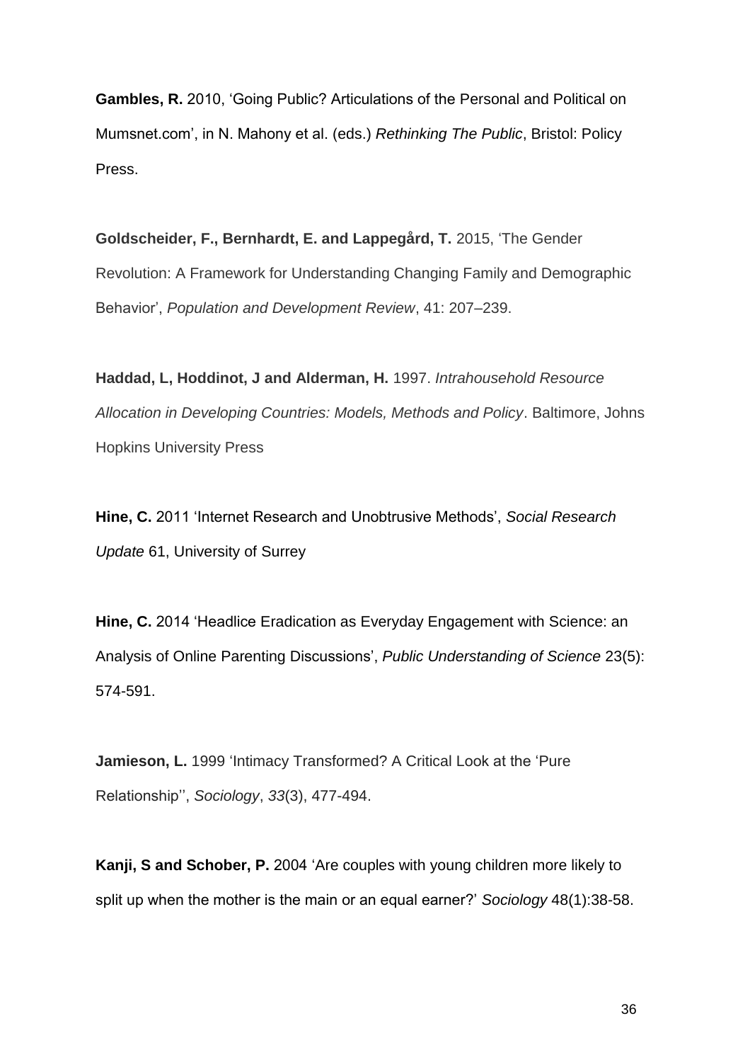**Gambles, R.** 2010, 'Going Public? Articulations of the Personal and Political on Mumsnet.com', in N. Mahony et al. (eds.) *Rethinking The Public*, Bristol: Policy Press.

**Goldscheider, F., Bernhardt, E. and Lappegård, T.** 2015, 'The Gender Revolution: A Framework for Understanding Changing Family and Demographic Behavior', *Population and Development Review*, 41: 207–239.

**Haddad, L, Hoddinot, J and Alderman, H.** 1997. *Intrahousehold Resource Allocation in Developing Countries: Models, Methods and Policy*. Baltimore, Johns Hopkins University Press

**Hine, C.** 2011 'Internet Research and Unobtrusive Methods', *Social Research Update* 61, University of Surrey

**Hine, C.** 2014 'Headlice Eradication as Everyday Engagement with Science: an Analysis of Online Parenting Discussions', *Public Understanding of Science* 23(5): 574-591.

**Jamieson, L.** 1999 'Intimacy Transformed? A Critical Look at the 'Pure Relationship'', *Sociology*, *33*(3), 477-494.

**Kanji, S and Schober, P.** 2004 'Are couples with young children more likely to split up when the mother is the main or an equal earner?' *Sociology* 48(1):38-58.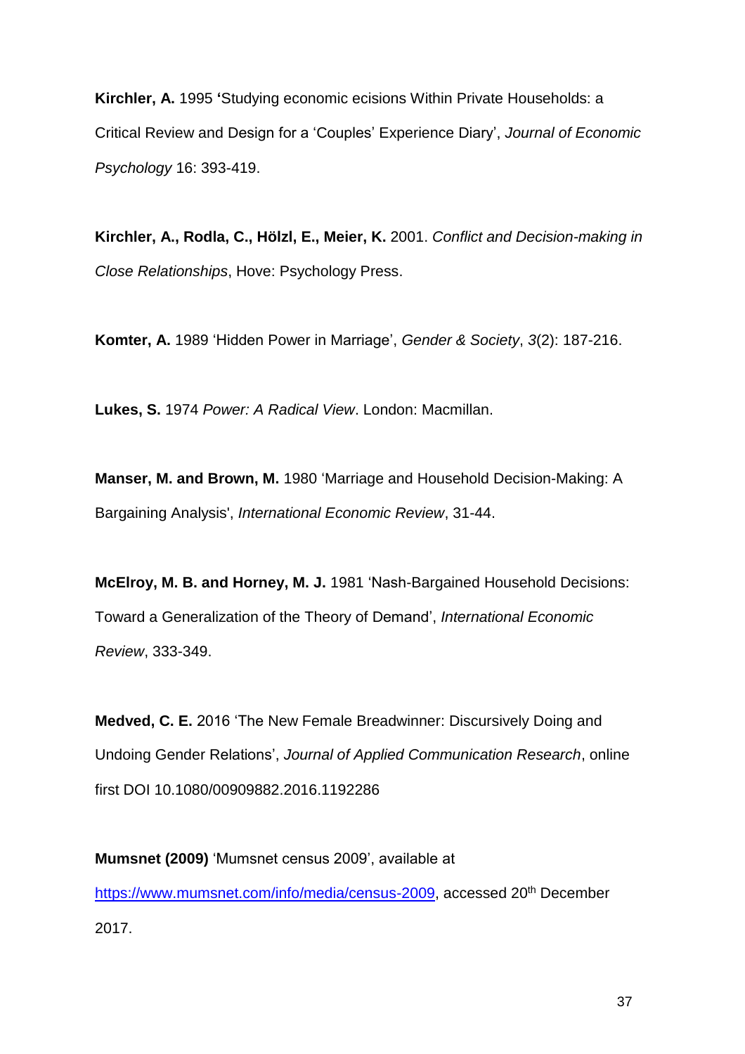**Kirchler, A.** 1995 **'**Studying economic ecisions Within Private Households: a Critical Review and Design for a 'Couples' Experience Diary', *Journal of Economic Psychology* 16: 393-419.

**Kirchler, A., Rodla, C., Hölzl, E., Meier, K.** 2001. *Conflict and Decision-making in Close Relationships*, Hove: Psychology Press.

**Komter, A.** 1989 'Hidden Power in Marriage', *Gender & Society*, *3*(2): 187-216.

**Lukes, S.** 1974 *Power: A Radical View*. London: Macmillan.

**Manser, M. and Brown, M.** 1980 'Marriage and Household Decision-Making: A Bargaining Analysis', *International Economic Review*, 31-44.

**McElroy, M. B. and Horney, M. J.** 1981 'Nash-Bargained Household Decisions: Toward a Generalization of the Theory of Demand', *International Economic Review*, 333-349.

**Medved, C. E.** 2016 'The New Female Breadwinner: Discursively Doing and Undoing Gender Relations', *Journal of Applied Communication Research*, online first DOI 10.1080/00909882.2016.1192286

**Mumsnet (2009)** 'Mumsnet census 2009', available at https://www.mumsnet.com/info/media/census-2009, accessed 20th December 2017.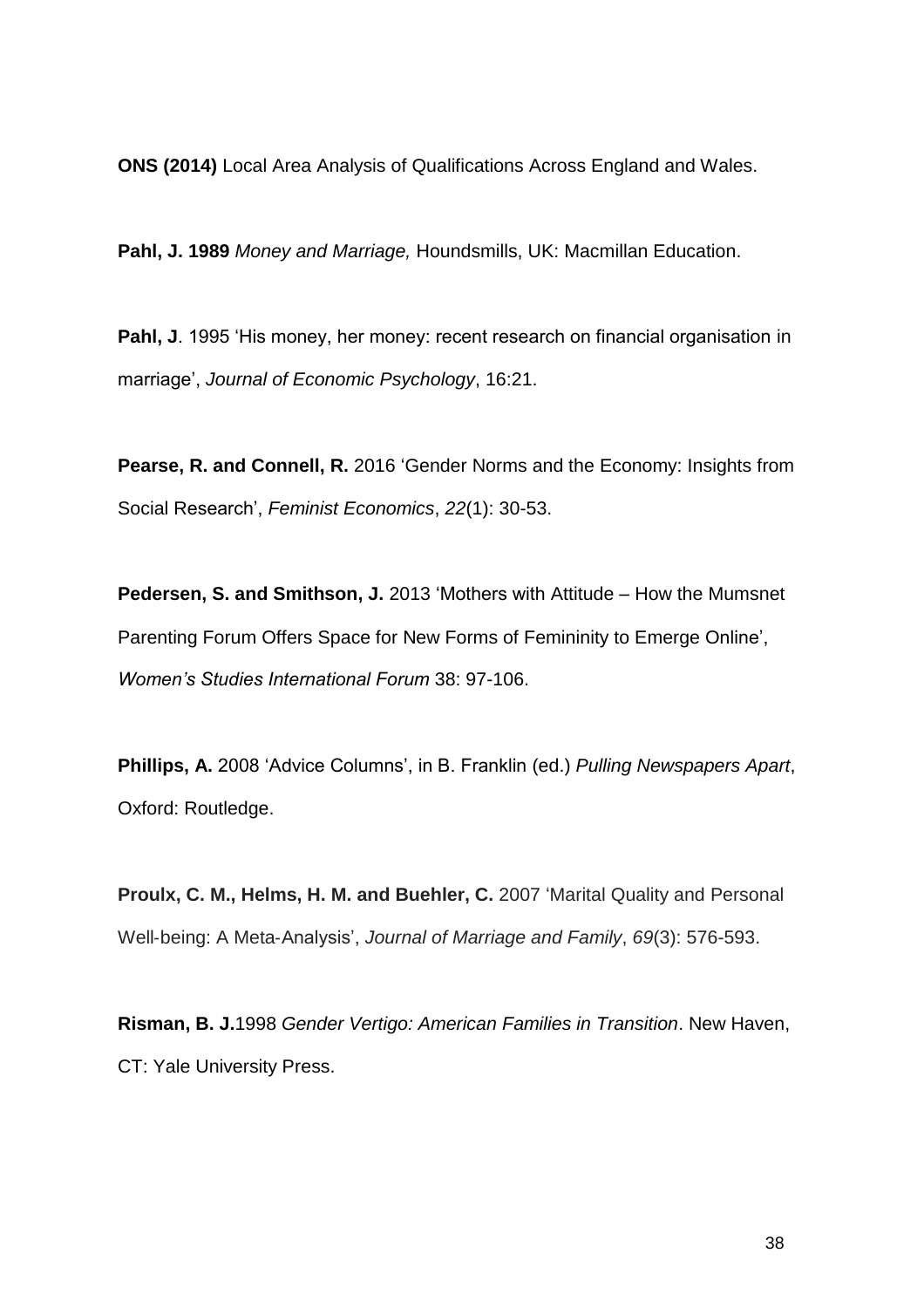**ONS (2014)** Local Area Analysis of Qualifications Across England and Wales.

**Pahl, J. 1989** *Money and Marriage,* Houndsmills, UK: Macmillan Education.

**Pahl, J**. 1995 'His money, her money: recent research on financial organisation in marriage', *Journal of Economic Psychology*, 16:21.

**Pearse, R. and Connell, R.** 2016 'Gender Norms and the Economy: Insights from Social Research', *Feminist Economics*, *22*(1): 30-53.

**Pedersen, S. and Smithson, J.** 2013 'Mothers with Attitude – How the Mumsnet Parenting Forum Offers Space for New Forms of Femininity to Emerge Online', *Women's Studies International Forum* 38: 97-106.

**Phillips, A.** 2008 'Advice Columns', in B. Franklin (ed.) *Pulling Newspapers Apart*, Oxford: Routledge.

**Proulx, C. M., Helms, H. M. and Buehler, C.** 2007 'Marital Quality and Personal Well-being: A Meta-Analysis', *Journal of Marriage and Family*, *69*(3): 576-593.

**Risman, B. J.**1998 *Gender Vertigo: American Families in Transition*. New Haven, CT: Yale University Press.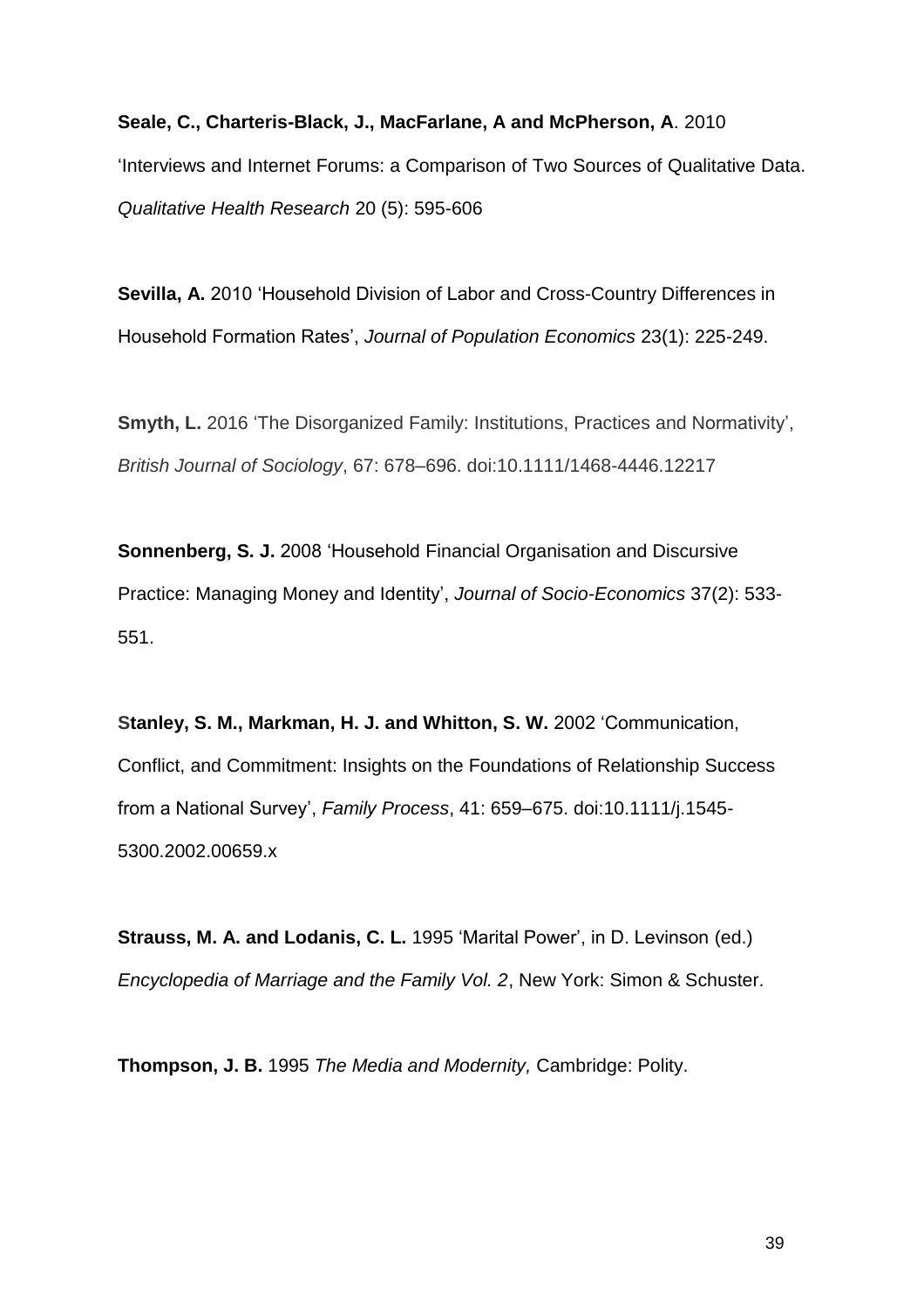**Seale, C., Charteris-Black, J., MacFarlane, A and McPherson, A**. 2010 'Interviews and Internet Forums: a Comparison of Two Sources of Qualitative Data. *Qualitative Health Research* 20 (5): 595-606

**Sevilla, A.** 2010 'Household Division of Labor and Cross-Country Differences in Household Formation Rates', *Journal of Population Economics* 23(1): 225-249.

**Smyth, L.** 2016 'The Disorganized Family: Institutions, Practices and Normativity', *British Journal of Sociology*, 67: 678–696. doi:10.1111/1468-4446.12217

**Sonnenberg, S. J.** 2008 'Household Financial Organisation and Discursive Practice: Managing Money and Identity', *Journal of Socio-Economics* 37(2): 533-551.

**Stanley, S. M., Markman, H. J. and Whitton, S. W.** 2002 'Communication, Conflict, and Commitment: Insights on the Foundations of Relationship Success from a National Survey', *Family Process*, 41: 659–675. doi:10.1111/j.1545-5300.2002.00659.x

**Strauss, M. A. and Lodanis, C. L.** 1995 'Marital Power', in D. Levinson (ed.) *Encyclopedia of Marriage and the Family Vol. 2*, New York: Simon & Schuster.

**Thompson, J. B.** 1995 *The Media and Modernity,* Cambridge: Polity.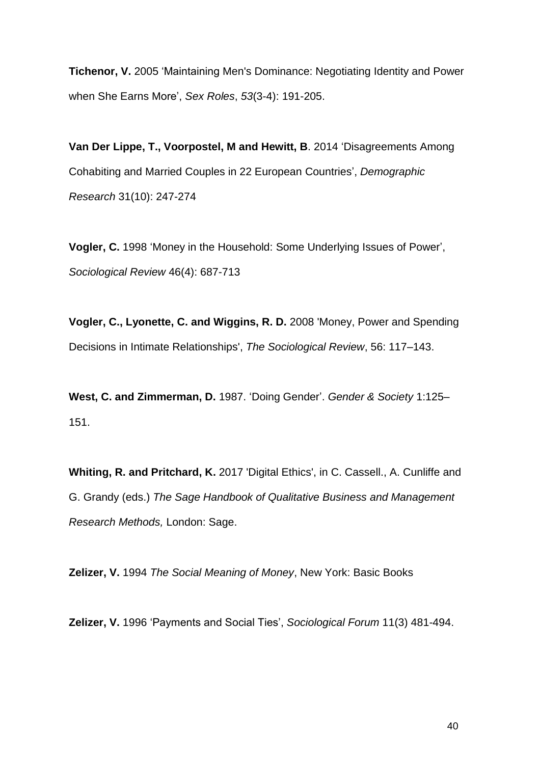**Tichenor, V.** 2005 'Maintaining Men's Dominance: Negotiating Identity and Power when She Earns More', *Sex Roles*, *53*(3-4): 191-205.

**Van Der Lippe, T., Voorpostel, M and Hewitt, B**. 2014 'Disagreements Among Cohabiting and Married Couples in 22 European Countries', *Demographic Research* 31(10): 247-274

**Vogler, C.** 1998 'Money in the Household: Some Underlying Issues of Power', *Sociological Review* 46(4): 687-713

**Vogler, C., Lyonette, C. and Wiggins, R. D.** 2008 'Money, Power and Spending Decisions in Intimate Relationships', *The Sociological Review*, 56: 117–143.

**West, C. and Zimmerman, D.** 1987. 'Doing Gender'. *Gender & Society* 1:125–151.

**Whiting, R. and Pritchard, K.** 2017 'Digital Ethics', in C. Cassell., A. Cunliffe and G. Grandy (eds.) *The Sage Handbook of Qualitative Business and Management Research Methods,* London: Sage.

**Zelizer, V.** 1994 *The Social Meaning of Money*, New York: Basic Books

**Zelizer, V.** 1996 'Payments and Social Ties', *Sociological Forum* 11(3) 481-494.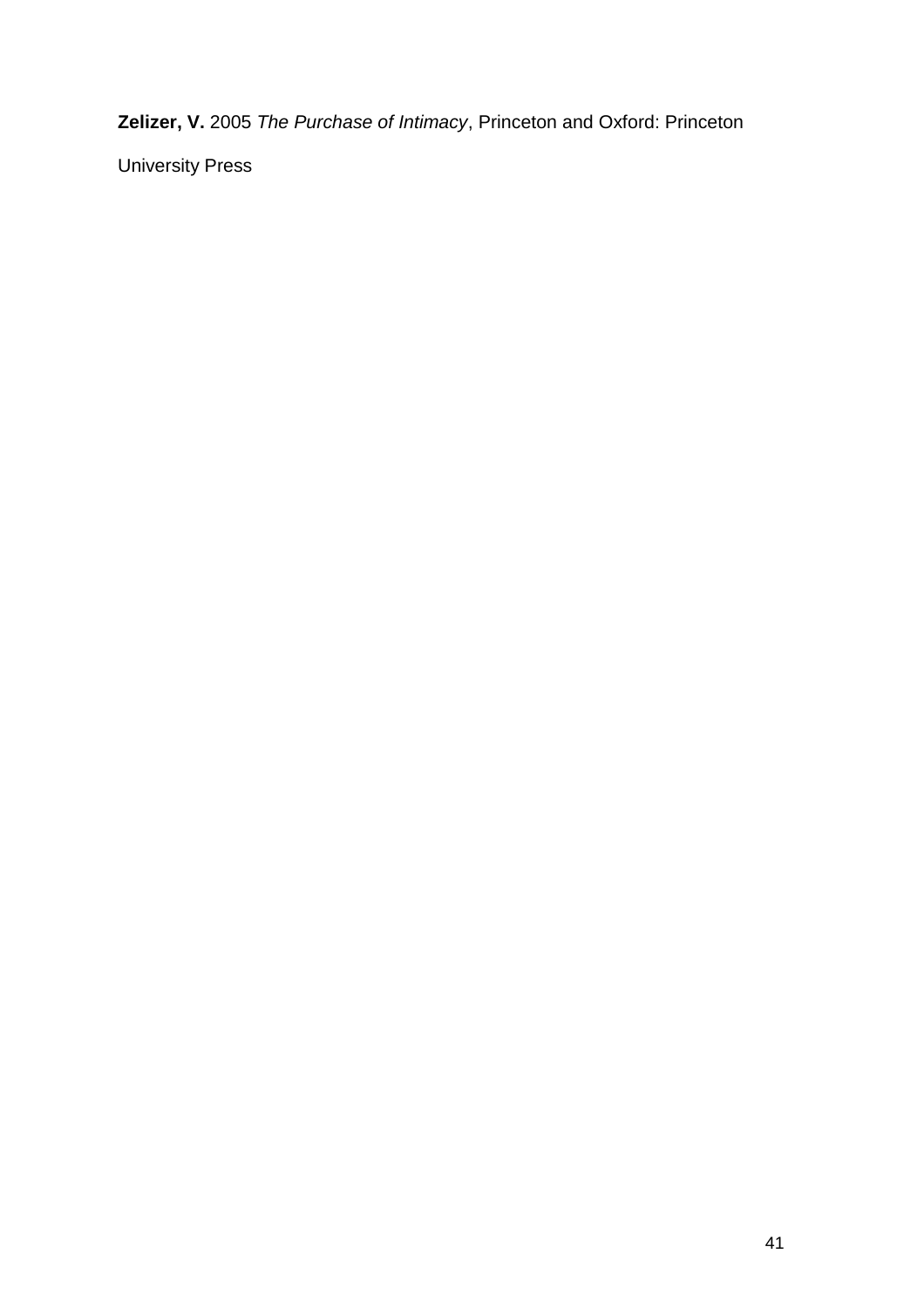**Zelizer, V.** 2005 *The Purchase of Intimacy*, Princeton and Oxford: Princeton University Press